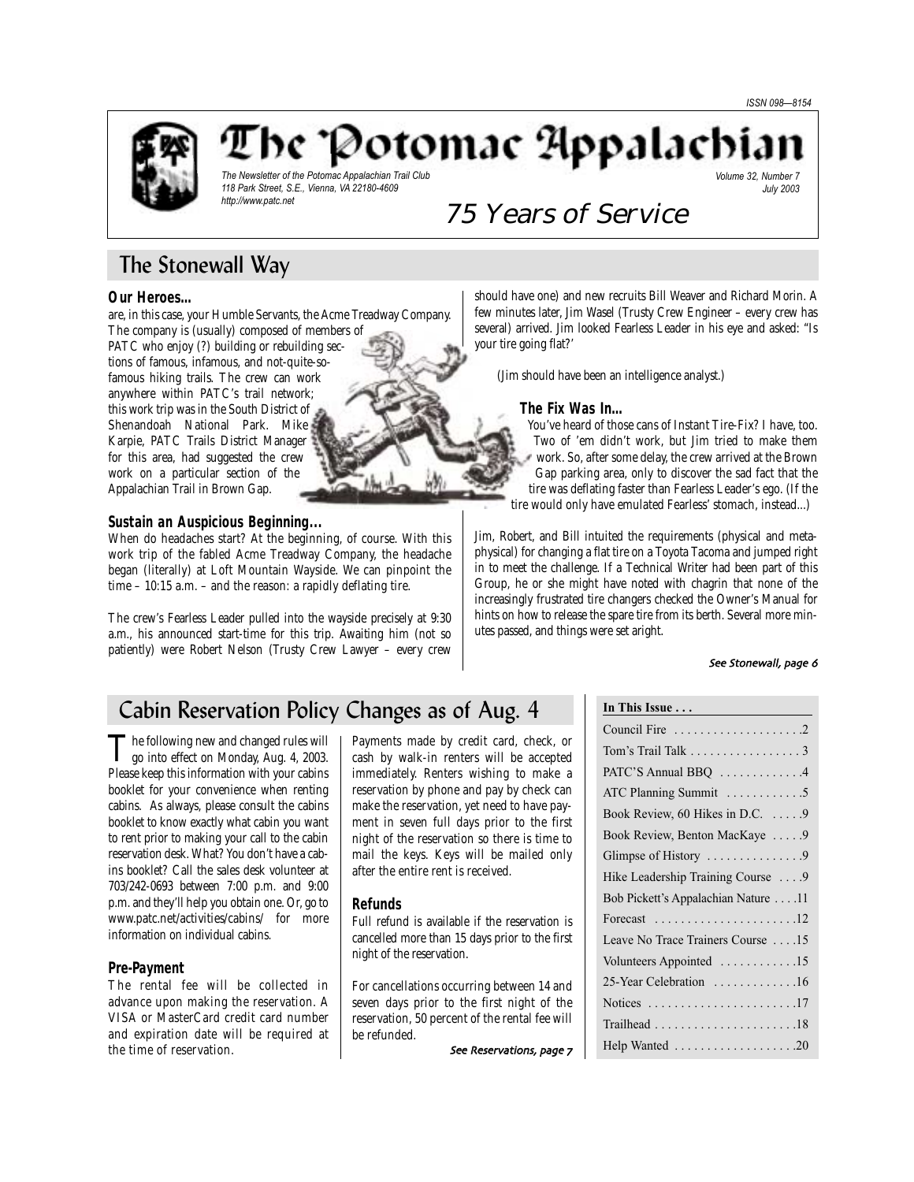ISSN 098—8154

# The Potomac Appalachian

*The Newsletter of the Potomac Appalachian Trail Club*
*118 Park Street, S.E., Vienna, VA 22180-4609*
*http://www.patc.net*

*Volume 32, Number 7*
*July 2003*

## 75 Years of Service

## The Stonewall Way

### Our Heroes…

are, in this case, your Humble Servants, the Acme Treadway Company. The company is (usually) composed of members of PATC who enjoy (?) building or rebuilding sections of famous, infamous, and not-quite-so-famous hiking trails. The crew can work anywhere within PATC's trail network; this work trip was in the South District of Shenandoah National Park. Mike Karpie, PATC Trails District Manager for this area, had suggested the crew work on a particular section of the Appalachian Trail in Brown Gap.

### Sustain an Auspicious Beginning…

When do headaches start? At the beginning, of course. With this work trip of the fabled Acme Treadway Company, the headache began (literally) at Loft Mountain Wayside. We can pinpoint the time – 10:15 a.m. – and the reason: a rapidly deflating tire.

The crew's Fearless Leader pulled into the wayside precisely at 9:30 a.m., his announced start-time for this trip. Awaiting him (not so patiently) were Robert Nelson (Trusty Crew Lawyer – every crew should have one) and new recruits Bill Weaver and Richard Morin. A few minutes later, Jim Wasel (Trusty Crew Engineer – every crew has several) arrived. Jim looked Fearless Leader in his eye and asked: "Is your tire going flat?'

(Jim should have been an intelligence analyst.)

### The Fix Was In…

You've heard of those cans of Instant Tire-Fix? I have, too. Two of 'em didn't work, but Jim tried to make them work. So, after some delay, the crew arrived at the Brown Gap parking area, only to discover the sad fact that the tire was deflating faster than Fearless Leader's ego. (If the tire would only have emulated Fearless' stomach, instead...)

Jim, Robert, and Bill intuited the requirements (physical and metaphysical) for changing a flat tire on a Toyota Tacoma and jumped right in to meet the challenge. If a Technical Writer had been part of this Group, he or she might have noted with chagrin that none of the increasingly frustrated tire changers checked the Owner's Manual for hints on how to release the spare tire from its berth. Several more minutes passed, and things were set aright.

*See Stonewall, page 6*

## Cabin Reservation Policy Changes as of Aug. 4

The following new and changed rules will go into effect on Monday, Aug. 4, 2003. Please keep this information with your cabins booklet for your convenience when renting cabins. As always, please consult the cabins booklet to know exactly what cabin you want to rent prior to making your call to the cabin reservation desk. What? You don't have a cabins booklet? Call the sales desk volunteer at 703/242-0693 between 7:00 p.m. and 9:00 p.m. and they'll help you obtain one. Or, go to www.patc.net/activities/cabins/ for more information on individual cabins.

### Pre-Payment

The rental fee will be collected in advance upon making the reservation. A VISA or MasterCard credit card number and expiration date will be required at the time of reservation.

Payments made by credit card, check, or cash by walk-in renters will be accepted immediately. Renters wishing to make a reservation by phone and pay by check can make the reservation, yet need to have payment in seven full days prior to the first night of the reservation so there is time to mail the keys. Keys will be mailed only after the entire rent is received.

### Refunds

Full refund is available if the reservation is cancelled more than 15 days prior to the first night of the reservation.

For cancellations occurring between 14 and seven days prior to the first night of the reservation, 50 percent of the rental fee will be refunded.

*See Reservations, page 7*

**In This Issue . . .**

| | |
|---|---|
| Council Fire | 2 |
| Tom's Trail Talk | 3 |
| PATC'S Annual BBQ | 4 |
| ATC Planning Summit | 5 |
| Book Review, 60 Hikes in D.C. | 9 |
| Book Review, Benton MacKaye | 9 |
| Glimpse of History | 9 |
| Hike Leadership Training Course | 9 |
| Bob Pickett's Appalachian Nature | 11 |
| Forecast | 12 |
| Leave No Trace Trainers Course | 15 |
| Volunteers Appointed | 15 |
| 25-Year Celebration | 16 |
| Notices | 17 |
| Trailhead | 18 |
| Help Wanted | 20 |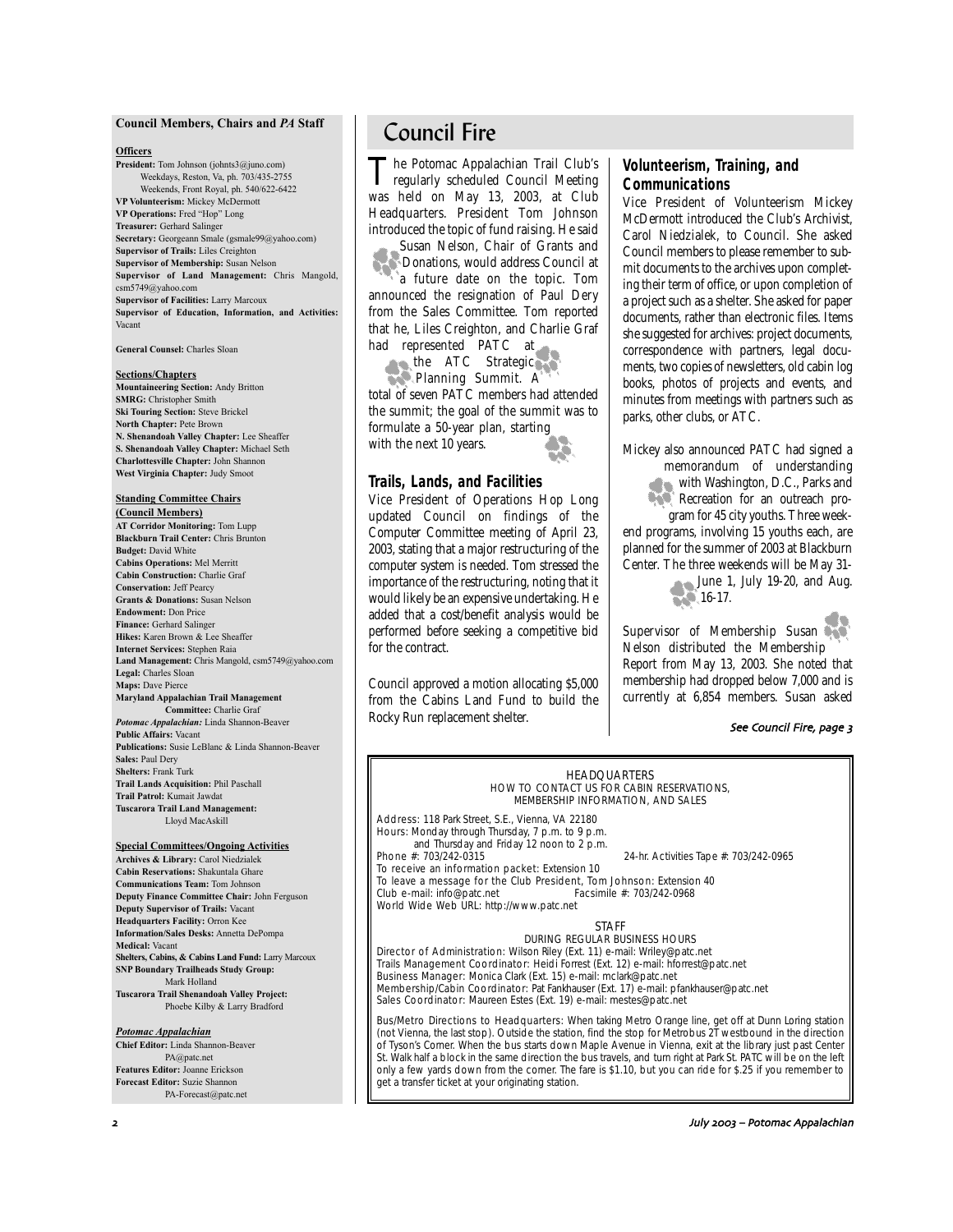## Council Members, Chairs and *PA* Staff

**Officers**

**President:** Tom Johnson (johnts3@juno.com)
Weekdays, Reston, Va, ph. 703/435-2755
Weekends, Front Royal, ph. 540/622-6422
**VP Volunteerism:** Mickey McDermott
**VP Operations:** Fred "Hop" Long
**Treasurer:** Gerhard Salinger
**Secretary:** Georgeann Smale (gsmale99@yahoo.com)
**Supervisor of Trails:** Liles Creighton
**Supervisor of Membership:** Susan Nelson
**Supervisor of Land Management:** Chris Mangold, csm5749@yahoo.com
**Supervisor of Facilities:** Larry Marcoux
**Supervisor of Education, Information, and Activities:** Vacant

**General Counsel:** Charles Sloan

**Sections/Chapters**

**Mountaineering Section:** Andy Britton
**SMRG:** Christopher Smith
**Ski Touring Section:** Steve Brickel
**North Chapter:** Pete Brown
**N. Shenandoah Valley Chapter:** Lee Sheaffer
**S. Shenandoah Valley Chapter:** Michael Seth
**Charlottesville Chapter:** John Shannon
**West Virginia Chapter:** Judy Smoot

**Standing Committee Chairs (Council Members)**

**AT Corridor Monitoring:** Tom Lupp
**Blackburn Trail Center:** Chris Brunton
**Budget:** David White
**Cabins Operations:** Mel Merritt
**Cabin Construction:** Charlie Graf
**Conservation:** Jeff Pearcy
**Grants & Donations:** Susan Nelson
**Endowment:** Don Price
**Finance:** Gerhard Salinger
**Hikes:** Karen Brown & Lee Sheaffer
**Internet Services:** Stephen Raia
**Land Management:** Chris Mangold, csm5749@yahoo.com
**Legal:** Charles Sloan
**Maps:** Dave Pierce
**Maryland Appalachian Trail Management Committee:** Charlie Graf
***Potomac Appalachian:*** Linda Shannon-Beaver
**Public Affairs:** Vacant
**Publications:** Susie LeBlanc & Linda Shannon-Beaver
**Sales:** Paul Dery
**Shelters:** Frank Turk
**Trail Lands Acquisition:** Phil Paschall
**Trail Patrol:** Kumait Jawdat
**Tuscarora Trail Land Management:** Lloyd MacAskill

**Special Committees/Ongoing Activities**

**Archives & Library:** Carol Niedzialek
**Cabin Reservations:** Shakuntala Ghare
**Communications Team:** Tom Johnson
**Deputy Finance Committee Chair:** John Ferguson
**Deputy Supervisor of Trails:** Vacant
**Headquarters Facility:** Orron Kee
**Information/Sales Desks:** Annetta DePompa
**Medical:** Vacant
**Shelters, Cabins, & Cabins Land Fund:** Larry Marcoux
**SNP Boundary Trailheads Study Group:** Mark Holland
**Tuscarora Trail Shenandoah Valley Project:** Phoebe Kilby & Larry Bradford

***Potomac Appalachian***

**Chief Editor:** Linda Shannon-Beaver
PA@patc.net
**Features Editor:** Joanne Erickson
**Forecast Editor:** Suzie Shannon
PA-Forecast@patc.net

# Council Fire

The Potomac Appalachian Trail Club's regularly scheduled Council Meeting was held on May 13, 2003, at Club Headquarters. President Tom Johnson introduced the topic of fund raising. He said Susan Nelson, Chair of Grants and Donations, would address Council at a future date on the topic. Tom announced the resignation of Paul Dery from the Sales Committee. Tom reported that he, Liles Creighton, and Charlie Graf had represented PATC at the ATC Strategic Planning Summit. A total of seven PATC members had attended the summit; the goal of the summit was to formulate a 50-year plan, starting with the next 10 years.

### Trails, Lands, and Facilities

Vice President of Operations Hop Long updated Council on findings of the Computer Committee meeting of April 23, 2003, stating that a major restructuring of the computer system is needed. Tom stressed the importance of the restructuring, noting that it would likely be an expensive undertaking. He added that a cost/benefit analysis would be performed before seeking a competitive bid for the contract.

Council approved a motion allocating $5,000 from the Cabins Land Fund to build the Rocky Run replacement shelter.

### Volunteerism, Training, and Communications

Vice President of Volunteerism Mickey McDermott introduced the Club's Archivist, Carol Niedzialek, to Council. She asked Council members to please remember to submit documents to the archives upon completing their term of office, or upon completion of a project such as a shelter. She asked for paper documents, rather than electronic files. Items she suggested for archives: project documents, correspondence with partners, legal documents, two copies of newsletters, old cabin log books, photos of projects and events, and minutes from meetings with partners such as parks, other clubs, or ATC.

Mickey also announced PATC had signed a memorandum of understanding with Washington, D.C., Parks and Recreation for an outreach program for 45 city youths. Three weekend programs, involving 15 youths each, are planned for the summer of 2003 at Blackburn Center. The three weekends will be May 31-June 1, July 19-20, and Aug. 16-17.

Supervisor of Membership Susan Nelson distributed the Membership Report from May 13, 2003. She noted that membership had dropped below 7,000 and is currently at 6,854 members. Susan asked

*See Council Fire, page 3*

---

HEADQUARTERS
HOW TO CONTACT US FOR CABIN RESERVATIONS, MEMBERSHIP INFORMATION, AND SALES

Address: 118 Park Street, S.E., Vienna, VA 22180
Hours: Monday through Thursday, 7 p.m. to 9 p.m.
and Thursday and Friday 12 noon to 2 p.m.
Phone #: 703/242-0315 24-hr. Activities Tape #: 703/242-0965
To receive an information packet: Extension 10
To leave a message for the Club President, Tom Johnson: Extension 40
Club e-mail: info@patc.net Facsimile #: 703/242-0968
World Wide Web URL: http://www.patc.net

STAFF
DURING REGULAR BUSINESS HOURS

Director of Administration: Wilson Riley (Ext. 11) e-mail: Wriley@patc.net
Trails Management Coordinator: Heidi Forrest (Ext. 12) e-mail: hforrest@patc.net
Business Manager: Monica Clark (Ext. 15) e-mail: mclark@patc.net
Membership/Cabin Coordinator: Pat Fankhauser (Ext. 17) e-mail: pfankhauser@patc.net
Sales Coordinator: Maureen Estes (Ext. 19) e-mail: mestes@patc.net

Bus/Metro Directions to Headquarters: When taking Metro Orange line, get off at Dunn Loring station (not Vienna, the last stop). Outside the station, find the stop for Metrobus 2T westbound in the direction of Tyson's Corner. When the bus starts down Maple Avenue in Vienna, exit at the library just past Center St. Walk half a block in the same direction the bus travels, and turn right at Park St. PATC will be on the left only a few yards down from the corner. The fare is $1.10, but you can ride for $.25 if you remember to get a transfer ticket at your originating station.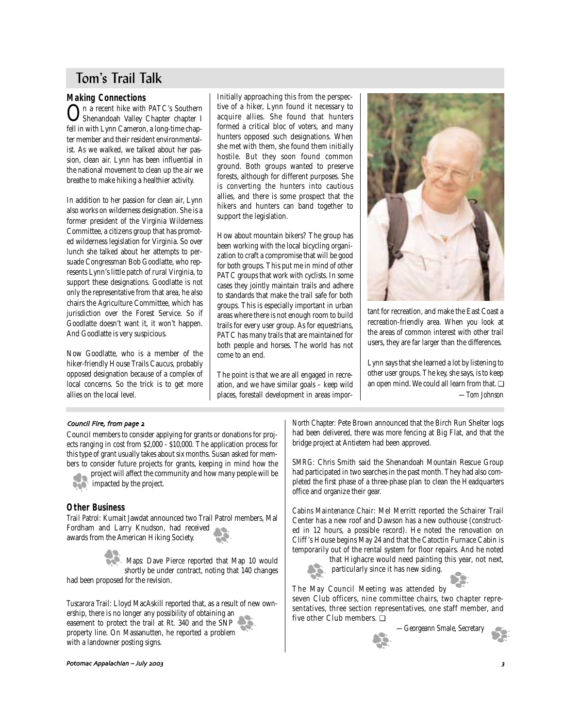# Tom's Trail Talk

## Making Connections

On a recent hike with PATC's Southern Shenandoah Valley Chapter chapter I fell in with Lynn Cameron, a long-time chapter member and their resident environmentalist. As we walked, we talked about her passion, clean air. Lynn has been influential in the national movement to clean up the air we breathe to make hiking a healthier activity.

In addition to her passion for clean air, Lynn also works on wilderness designation. She is a former president of the Virginia Wilderness Committee, a citizens group that has promoted wilderness legislation for Virginia. So over lunch she talked about her attempts to persuade Congressman Bob Goodlatte, who represents Lynn's little patch of rural Virginia, to support these designations. Goodlatte is not only the representative from that area, he also chairs the Agriculture Committee, which has jurisdiction over the Forest Service. So if Goodlatte doesn't want it, it won't happen. And Goodlatte is very suspicious.

Now Goodlatte, who is a member of the hiker-friendly House Trails Caucus, probably opposed designation because of a complex of local concerns. So the trick is to get more allies on the local level.

Initially approaching this from the perspective of a hiker, Lynn found it necessary to acquire allies. She found that hunters formed a critical bloc of voters, and many hunters opposed such designations. When she met with them, she found them initially hostile. But they soon found common ground. Both groups wanted to preserve forests, although for different purposes. She is converting the hunters into cautious allies, and there is some prospect that the hikers and hunters can band together to support the legislation.

How about mountain bikers? The group has been working with the local bicycling organization to craft a compromise that will be good for both groups. This put me in mind of other PATC groups that work with cyclists. In some cases they jointly maintain trails and adhere to standards that make the trail safe for both groups. This is especially important in urban areas where there is not enough room to build trails for every user group. As for equestrians, PATC has many trails that are maintained for both people and horses. The world has not come to an end.

The point is that we are all engaged in recreation, and we have similar goals – keep wild places, forestall development in areas important for recreation, and make the East Coast a recreation-friendly area. When you look at the areas of common interest with other trail users, they are far larger than the differences.

Lynn says that she learned a lot by listening to other user groups. The key, she says, is to keep an open mind. We could all learn from that. ❑

*—Tom Johnson*

---

*Council Fire, from page 2*

Council members to consider applying for grants or donations for projects ranging in cost from $2,000 - $10,000. The application process for this type of grant usually takes about six months. Susan asked for members to consider future projects for grants, keeping in mind how the project will affect the community and how many people will be impacted by the project.

## Other Business

*Trail Patrol*: Kumait Jawdat announced two Trail Patrol members, Mal Fordham and Larry Knudson, had received awards from the American Hiking Society.

*Maps*: Dave Pierce reported that Map 10 would shortly be under contract, noting that 140 changes had been proposed for the revision.

*Tuscarora Trail*: Lloyd MacAskill reported that, as a result of new ownership, there is no longer any possibility of obtaining an easement to protect the trail at Rt. 340 and the SNP property line. On Massanutten, he reported a problem with a landowner posting signs.

*North Chapter*: Pete Brown announced that the Birch Run Shelter logs had been delivered, there was more fencing at Big Flat, and that the bridge project at Antietem had been approved.

*SMRG*: Chris Smith said the Shenandoah Mountain Rescue Group had participated in two searches in the past month. They had also completed the first phase of a three-phase plan to clean the Headquarters office and organize their gear.

*Cabins Maintenance Chair*: Mel Merritt reported the Schairer Trail Center has a new roof and Dawson has a new outhouse (constructed in 12 hours, a possible record). He noted the renovation on Cliff's House begins May 24 and that the Catoctin Furnace Cabin is temporarily out of the rental system for floor repairs. And he noted that Highacre would need painting this year, not next, particularly since it has new siding.

The May Council Meeting was attended by seven Club officers, nine committee chairs, two chapter representatives, three section representatives, one staff member, and five other Club members. ❑

*—Georgeann Smale, Secretary*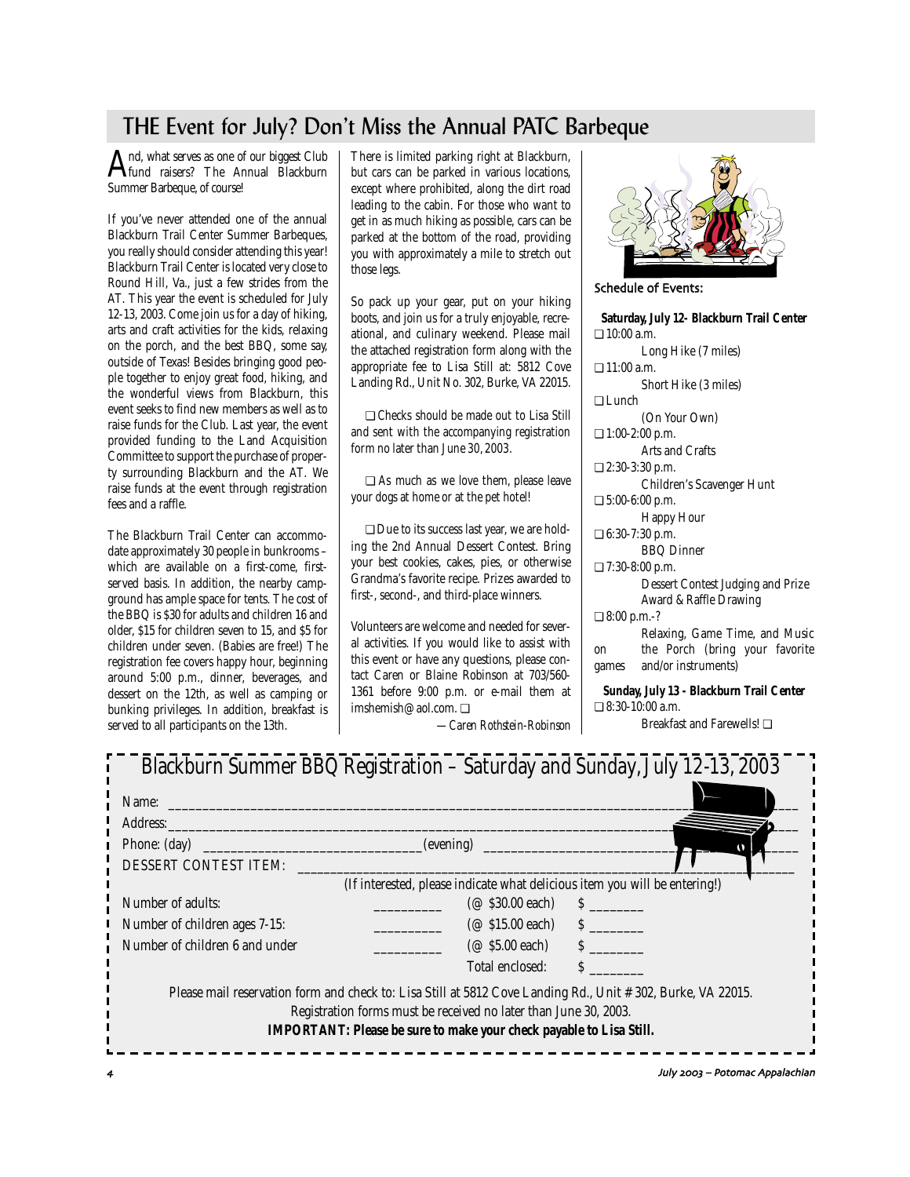# THE Event for July? Don't Miss the Annual PATC Barbeque

And, what serves as one of our biggest Club fund raisers? The Annual Blackburn Summer Barbeque, of course!

If you've never attended one of the annual Blackburn Trail Center Summer Barbeques, you really should consider attending this year! Blackburn Trail Center is located very close to Round Hill, Va., just a few strides from the AT. This year the event is scheduled for July 12-13, 2003. Come join us for a day of hiking, arts and craft activities for the kids, relaxing on the porch, and the best BBQ, some say, outside of Texas! Besides bringing good people together to enjoy great food, hiking, and the wonderful views from Blackburn, this event seeks to find new members as well as to raise funds for the Club. Last year, the event provided funding to the Land Acquisition Committee to support the purchase of property surrounding Blackburn and the AT. We raise funds at the event through registration fees and a raffle.

The Blackburn Trail Center can accommodate approximately 30 people in bunkrooms – which are available on a first-come, first-served basis. In addition, the nearby campground has ample space for tents. The cost of the BBQ is $30 for adults and children 16 and older, $15 for children seven to 15, and $5 for children under seven. (Babies are free!) The registration fee covers happy hour, beginning around 5:00 p.m., dinner, beverages, and dessert on the 12th, as well as camping or bunking privileges. In addition, breakfast is served to all participants on the 13th.

There is limited parking right at Blackburn, but cars can be parked in various locations, except where prohibited, along the dirt road leading to the cabin. For those who want to get in as much hiking as possible, cars can be parked at the bottom of the road, providing you with approximately a mile to stretch out those legs.

So pack up your gear, put on your hiking boots, and join us for a truly enjoyable, recreational, and culinary weekend. Please mail the attached registration form along with the appropriate fee to Lisa Still at: 5812 Cove Landing Rd., Unit No. 302, Burke, VA 22015.

❑ Checks should be made out to Lisa Still and sent with the accompanying registration form no later than June 30, 2003.

❑ As much as we love them, please leave your dogs at home or at the pet hotel!

❑ Due to its success last year, we are holding the 2nd Annual Dessert Contest. Bring your best cookies, cakes, pies, or otherwise Grandma's favorite recipe. Prizes awarded to first-, second-, and third-place winners.

Volunteers are welcome and needed for several activities. If you would like to assist with this event or have any questions, please contact Caren or Blaine Robinson at 703/560-1361 before 9:00 p.m. or e-mail them at imshemish@aol.com. ❑

*—Caren Rothstein-Robinson*

### Schedule of Events:

**Saturday, July 12- Blackburn Trail Center**

- ❑ 10:00 a.m. — Long Hike (7 miles)
- ❑ 11:00 a.m. — Short Hike (3 miles)
- ❑ Lunch — (On Your Own)
- ❑ 1:00-2:00 p.m. — Arts and Crafts
- ❑ 2:30-3:30 p.m. — Children's Scavenger Hunt
- ❑ 5:00-6:00 p.m. — Happy Hour
- ❑ 6:30-7:30 p.m. — BBQ Dinner
- ❑ 7:30-8:00 p.m. — Dessert Contest Judging and Prize Award & Raffle Drawing
- ❑ 8:00 p.m.-? — Relaxing, Game Time, and Music on the Porch (bring your favorite games and/or instruments)

**Sunday, July 13 - Blackburn Trail Center**

- ❑ 8:30-10:00 a.m. — Breakfast and Farewells! ❑

## Blackburn Summer BBQ Registration – Saturday and Sunday, July 12-13, 2003

Name: ______________________________

Address: ______________________________

Phone: (day) ____________________ (evening) ____________________

DESSERT CONTEST ITEM: ______________________________

(If interested, please indicate what delicious item you will be entering!)

| | | | |
|---|---|---|---|
| Number of adults: | ________ | (@ $30.00 each) | $ ________ |
| Number of children ages 7-15: | ________ | (@ $15.00 each) | $ ________ |
| Number of children 6 and under | ________ | (@ $5.00 each) | $ ________ |
| | | Total enclosed: | $ ________ |

Please mail reservation form and check to: Lisa Still at 5812 Cove Landing Rd., Unit # 302, Burke, VA 22015.

Registration forms must be received no later than June 30, 2003.

**IMPORTANT: Please be sure to make your check payable to Lisa Still.**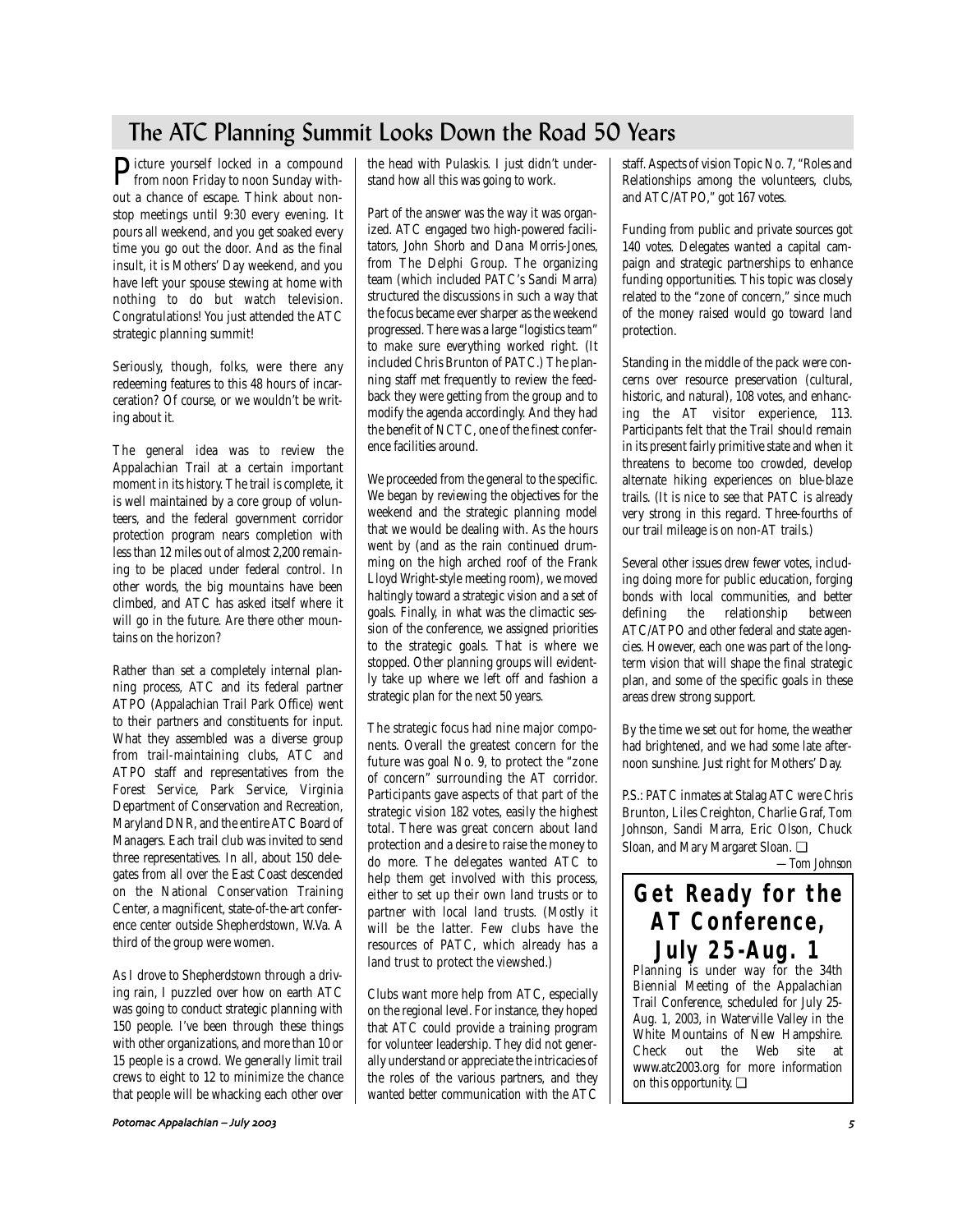## The ATC Planning Summit Looks Down the Road 50 Years

Picture yourself locked in a compound from noon Friday to noon Sunday without a chance of escape. Think about nonstop meetings until 9:30 every evening. It pours all weekend, and you get soaked every time you go out the door. And as the final insult, it is Mothers' Day weekend, and you have left your spouse stewing at home with nothing to do but watch television. Congratulations! You just attended the ATC strategic planning summit!

Seriously, though, folks, were there any redeeming features to this 48 hours of incarceration? Of course, or we wouldn't be writing about it.

The general idea was to review the Appalachian Trail at a certain important moment in its history. The trail is complete, it is well maintained by a core group of volunteers, and the federal government corridor protection program nears completion with less than 12 miles out of almost 2,200 remaining to be placed under federal control. In other words, the big mountains have been climbed, and ATC has asked itself where it will go in the future. Are there other mountains on the horizon?

Rather than set a completely internal planning process, ATC and its federal partner ATPO (Appalachian Trail Park Office) went to their partners and constituents for input. What they assembled was a diverse group from trail-maintaining clubs, ATC and ATPO staff and representatives from the Forest Service, Park Service, Virginia Department of Conservation and Recreation, Maryland DNR, and the entire ATC Board of Managers. Each trail club was invited to send three representatives. In all, about 150 delegates from all over the East Coast descended on the National Conservation Training Center, a magnificent, state-of-the-art conference center outside Shepherdstown, W.Va. A third of the group were women.

As I drove to Shepherdstown through a driving rain, I puzzled over how on earth ATC was going to conduct strategic planning with 150 people. I've been through these things with other organizations, and more than 10 or 15 people is a crowd. We generally limit trail crews to eight to 12 to minimize the chance that people will be whacking each other over the head with Pulaskis. I just didn't understand how all this was going to work.

Part of the answer was the way it was organized. ATC engaged two high-powered facilitators, John Shorb and Dana Morris-Jones, from The Delphi Group. The organizing team (which included PATC's Sandi Marra) structured the discussions in such a way that the focus became ever sharper as the weekend progressed. There was a large "logistics team" to make sure everything worked right. (It included Chris Brunton of PATC.) The planning staff met frequently to review the feedback they were getting from the group and to modify the agenda accordingly. And they had the benefit of NCTC, one of the finest conference facilities around.

We proceeded from the general to the specific. We began by reviewing the objectives for the weekend and the strategic planning model that we would be dealing with. As the hours went by (and as the rain continued drumming on the high arched roof of the Frank Lloyd Wright-style meeting room), we moved haltingly toward a strategic vision and a set of goals. Finally, in what was the climactic session of the conference, we assigned priorities to the strategic goals. That is where we stopped. Other planning groups will evidently take up where we left off and fashion a strategic plan for the next 50 years.

The strategic focus had nine major components. Overall the greatest concern for the future was goal No. 9, to protect the "zone of concern" surrounding the AT corridor. Participants gave aspects of that part of the strategic vision 182 votes, easily the highest total. There was great concern about land protection and a desire to raise the money to do more. The delegates wanted ATC to help them get involved with this process, either to set up their own land trusts or to partner with local land trusts. (Mostly it will be the latter. Few clubs have the resources of PATC, which already has a land trust to protect the viewshed.)

Clubs want more help from ATC, especially on the regional level. For instance, they hoped that ATC could provide a training program for volunteer leadership. They did not generally understand or appreciate the intricacies of the roles of the various partners, and they wanted better communication with the ATC staff. Aspects of vision Topic No. 7, "Roles and Relationships among the volunteers, clubs, and ATC/ATPO," got 167 votes.

Funding from public and private sources got 140 votes. Delegates wanted a capital campaign and strategic partnerships to enhance funding opportunities. This topic was closely related to the "zone of concern," since much of the money raised would go toward land protection.

Standing in the middle of the pack were concerns over resource preservation (cultural, historic, and natural), 108 votes, and enhancing the AT visitor experience, 113. Participants felt that the Trail should remain in its present fairly primitive state and when it threatens to become too crowded, develop alternate hiking experiences on blue-blaze trails. (It is nice to see that PATC is already very strong in this regard. Three-fourths of our trail mileage is on non-AT trails.)

Several other issues drew fewer votes, including doing more for public education, forging bonds with local communities, and better defining the relationship between ATC/ATPO and other federal and state agencies. However, each one was part of the long-term vision that will shape the final strategic plan, and some of the specific goals in these areas drew strong support.

By the time we set out for home, the weather had brightened, and we had some late afternoon sunshine. Just right for Mothers' Day.

P.S.: PATC inmates at Stalag ATC were Chris Brunton, Liles Creighton, Charlie Graf, Tom Johnson, Sandi Marra, Eric Olson, Chuck Sloan, and Mary Margaret Sloan. ❑

—*Tom Johnson*

## Get Ready for the AT Conference, July 25-Aug. 1

Planning is under way for the 34th Biennial Meeting of the Appalachian Trail Conference, scheduled for July 25-Aug. 1, 2003, in Waterville Valley in the White Mountains of New Hampshire. Check out the Web site at www.atc2003.org for more information on this opportunity. ❑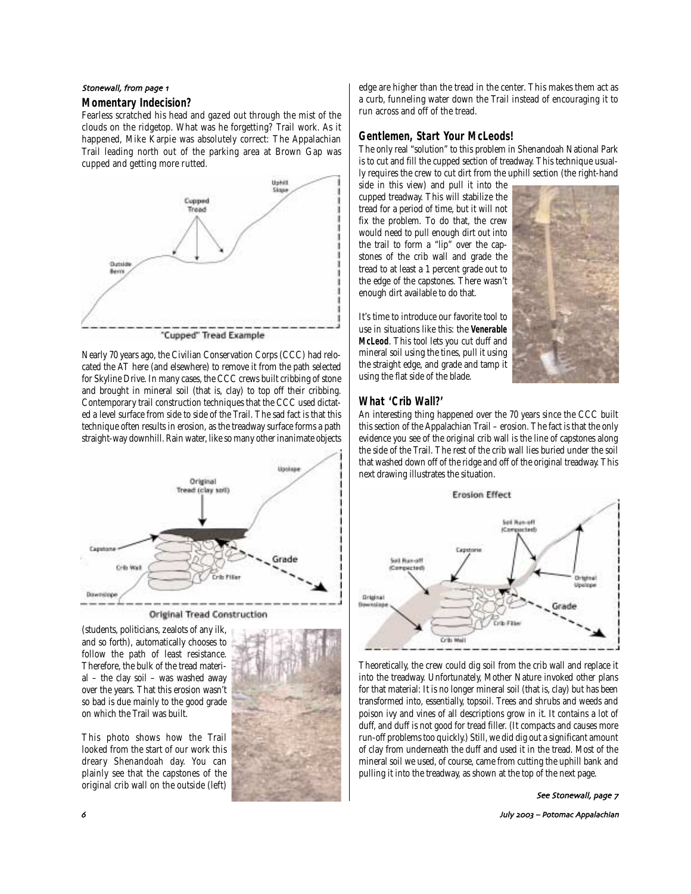*Stonewall, from page 1*

### Momentary Indecision?

Fearless scratched his head and gazed out through the mist of the clouds on the ridgetop. What was he forgetting? Trail work. As it happened, Mike Karpie was absolutely correct: The Appalachian Trail leading north out of the parking area at Brown Gap was cupped and getting more rutted.

"Cupped" Tread Example

Nearly 70 years ago, the Civilian Conservation Corps (CCC) had relocated the AT here (and elsewhere) to remove it from the path selected for Skyline Drive. In many cases, the CCC crews built cribbing of stone and brought in mineral soil (that is, clay) to top off their cribbing. Contemporary trail construction techniques that the CCC used dictated a level surface from side to side of the Trail. The sad fact is that this technique often results in erosion, as the treadway surface forms a path straight-way downhill. Rain water, like so many other inanimate objects (students, politicians, zealots of any ilk, and so forth), automatically chooses to follow the path of least resistance. Therefore, the bulk of the tread material – the clay soil – was washed away over the years. That this erosion wasn't so bad is due mainly to the good grade on which the Trail was built.

Original Tread Construction

This photo shows how the Trail looked from the start of our work this dreary Shenandoah day. You can plainly see that the capstones of the original crib wall on the outside (left) edge are higher than the tread in the center. This makes them act as a curb, funneling water down the Trail instead of encouraging it to run across and off of the tread.

### Gentlemen, Start Your McLeods!

The only real "solution" to this problem in Shenandoah National Park is to cut and fill the cupped section of treadway. This technique usually requires the crew to cut dirt from the uphill section (the right-hand side in this view) and pull it into the cupped treadway. This will stabilize the tread for a period of time, but it will not fix the problem. To do that, the crew would need to pull enough dirt out into the trail to form a "lip" over the capstones of the crib wall and grade the tread to at least a 1 percent grade out to the edge of the capstones. There wasn't enough dirt available to do that.

It's time to introduce our favorite tool to use in situations like this: the **Venerable McLeod**. This tool lets you cut duff and mineral soil using the tines, pull it using the straight edge, and grade and tamp it using the flat side of the blade.

### What 'Crib Wall?'

An interesting thing happened over the 70 years since the CCC built this section of the Appalachian Trail – erosion. The fact is that the only evidence you see of the original crib wall is the line of capstones along the side of the Trail. The rest of the crib wall lies buried under the soil that washed down off of the ridge and off of the original treadway. This next drawing illustrates the situation.

Erosion Effect

Theoretically, the crew could dig soil from the crib wall and replace it into the treadway. Unfortunately, Mother Nature invoked other plans for that material: It is no longer mineral soil (that is, clay) but has been transformed into, essentially, topsoil. Trees and shrubs and weeds and poison ivy and vines of all descriptions grow in it. It contains a lot of duff, and duff is not good for tread filler. (It compacts and causes more run-off problems too quickly.) Still, we did dig out a significant amount of clay from underneath the duff and used it in the tread. Most of the mineral soil we used, of course, came from cutting the uphill bank and pulling it into the treadway, as shown at the top of the next page.

*See Stonewall, page 7*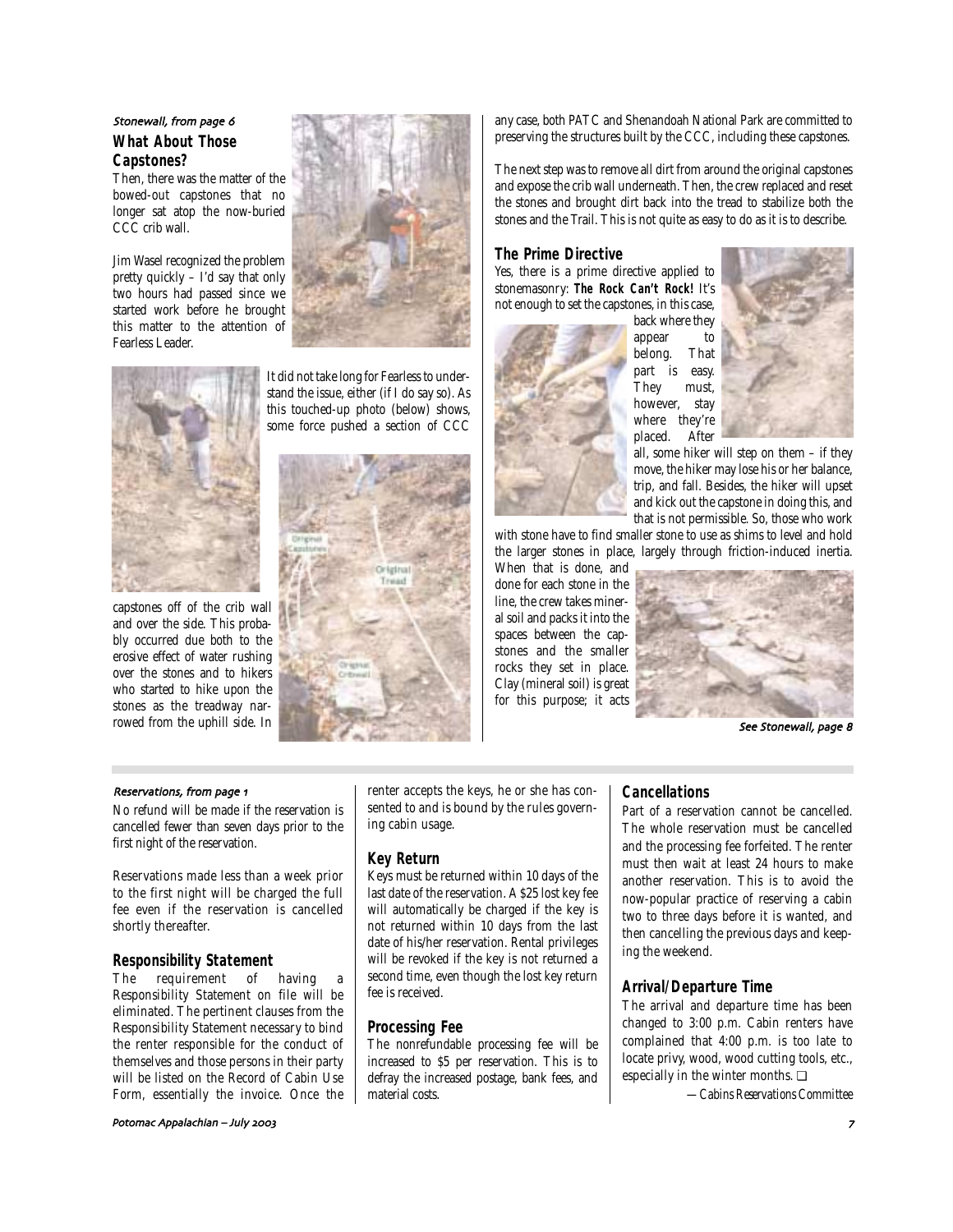*Stonewall, from page 6*

### What About Those Capstones?

Then, there was the matter of the bowed-out capstones that no longer sat atop the now-buried CCC crib wall.

Jim Wasel recognized the problem pretty quickly – I'd say that only two hours had passed since we started work before he brought this matter to the attention of Fearless Leader.

It did not take long for Fearless to understand the issue, either (if I do say so). As this touched-up photo (below) shows, some force pushed a section of CCC capstones off of the crib wall and over the side. This probably occurred due both to the erosive effect of water rushing over the stones and to hikers who started to hike upon the stones as the treadway narrowed from the uphill side. In any case, both PATC and Shenandoah National Park are committed to preserving the structures built by the CCC, including these capstones.

The next step was to remove all dirt from around the original capstones and expose the crib wall underneath. Then, the crew replaced and reset the stones and brought dirt back into the tread to stabilize both the stones and the Trail. This is not quite as easy to do as it is to describe.

### The Prime Directive

Yes, there is a prime directive applied to stonemasonry: **The Rock Can't Rock!** It's not enough to set the capstones, in this case, back where they appear to belong. That part is easy. They must, however, stay where they're placed. After all, some hiker will step on them – if they move, the hiker may lose his or her balance, trip, and fall. Besides, the hiker will upset and kick out the capstone in doing this, and that is not permissible. So, those who work with stone have to find smaller stone to use as shims to level and hold the larger stones in place, largely through friction-induced inertia. When that is done, and done for each stone in the line, the crew takes mineral soil and packs it into the spaces between the capstones and the smaller rocks they set in place. Clay (mineral soil) is great for this purpose; it acts

*See Stonewall, page 8*

---

*Reservations, from page 1*

No refund will be made if the reservation is cancelled fewer than seven days prior to the first night of the reservation.

Reservations made less than a week prior to the first night will be charged the full fee even if the reservation is cancelled shortly thereafter.

### Responsibility Statement

The requirement of having a Responsibility Statement on file will be eliminated. The pertinent clauses from the Responsibility Statement necessary to bind the renter responsible for the conduct of themselves and those persons in their party will be listed on the Record of Cabin Use Form, essentially the invoice. Once the renter accepts the keys, he or she has consented to and is bound by the rules governing cabin usage.

### Key Return

Keys must be returned within 10 days of the last date of the reservation. A $25 lost key fee will automatically be charged if the key is not returned within 10 days from the last date of his/her reservation. Rental privileges will be revoked if the key is not returned a second time, even though the lost key return fee is received.

### Processing Fee

The nonrefundable processing fee will be increased to $5 per reservation. This is to defray the increased postage, bank fees, and material costs.

### Cancellations

Part of a reservation cannot be cancelled. The whole reservation must be cancelled and the processing fee forfeited. The renter must then wait at least 24 hours to make another reservation. This is to avoid the now-popular practice of reserving a cabin two to three days before it is wanted, and then cancelling the previous days and keeping the weekend.

### Arrival/Departure Time

The arrival and departure time has been changed to 3:00 p.m. Cabin renters have complained that 4:00 p.m. is too late to locate privy, wood, wood cutting tools, etc., especially in the winter months. ❑

*—Cabins Reservations Committee*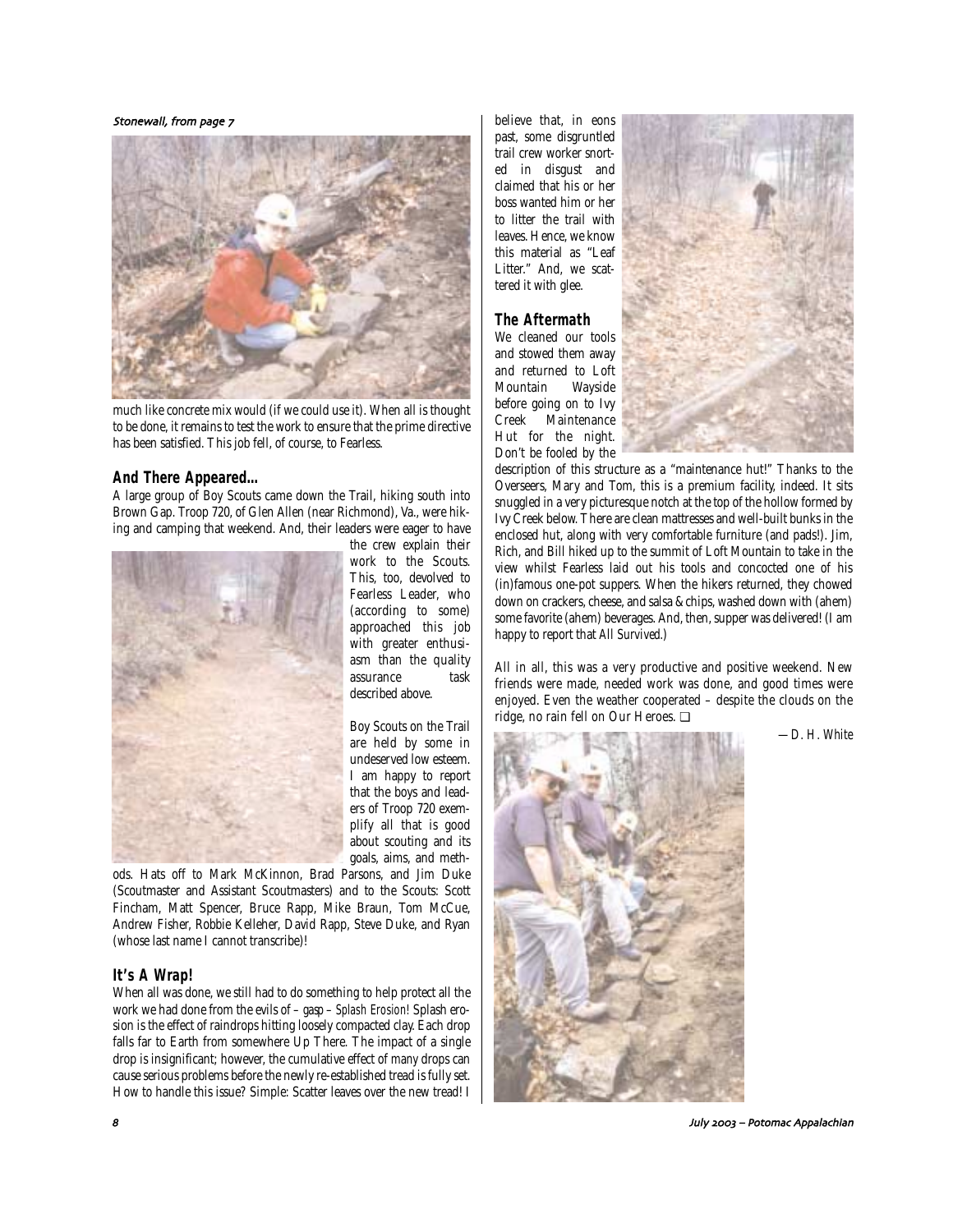*Stonewall, from page 7*

much like concrete mix would (if we could use it). When all is thought to be done, it remains to test the work to ensure that the prime directive has been satisfied. This job fell, of course, to Fearless.

## And There Appeared...

A large group of Boy Scouts came down the Trail, hiking south into Brown Gap. Troop 720, of Glen Allen (near Richmond), Va., were hiking and camping that weekend. And, their leaders were eager to have the crew explain their work to the Scouts. This, too, devolved to Fearless Leader, who (according to some) approached this job with greater enthusiasm than the quality assurance task described above.

Boy Scouts on the Trail are held by some in undeserved low esteem. I am happy to report that the boys and leaders of Troop 720 exemplify all that is good about scouting and its goals, aims, and methods. Hats off to Mark McKinnon, Brad Parsons, and Jim Duke (Scoutmaster and Assistant Scoutmasters) and to the Scouts: Scott Fincham, Matt Spencer, Bruce Rapp, Mike Braun, Tom McCue, Andrew Fisher, Robbie Kelleher, David Rapp, Steve Duke, and Ryan (whose last name I cannot transcribe)!

## It's A Wrap!

When all was done, we still had to do something to help protect all the work we had done from the evils of – *gasp* – *Splash Erosion!* Splash erosion is the effect of raindrops hitting loosely compacted clay. Each drop falls far to Earth from somewhere Up There. The impact of a single drop is insignificant; however, the cumulative effect of *many* drops can cause serious problems before the newly re-established tread is fully set. How to handle this issue? Simple: Scatter leaves over the new tread! I believe that, in eons past, some disgruntled trail crew worker snorted in disgust and claimed that his or her boss wanted him or her to litter the trail with leaves. Hence, we know this material as "Leaf Litter." And, we scattered it with glee.

## The Aftermath

We cleaned our tools and stowed them away and returned to Loft Mountain Wayside before going on to Ivy Creek Maintenance Hut for the night. Don't be fooled by the description of this structure as a "maintenance hut!" Thanks to the Overseers, Mary and Tom, this is a premium facility, indeed. It sits snuggled in a very picturesque notch at the top of the hollow formed by Ivy Creek below. There are clean mattresses and well-built bunks in the enclosed hut, along with very comfortable furniture (and pads!). Jim, Rich, and Bill hiked up to the summit of Loft Mountain to take in the view whilst Fearless laid out his tools and concocted one of his (in)famous one-pot suppers. When the hikers returned, they chowed down on crackers, cheese, and salsa & chips, washed down with (ahem) some favorite (ahem) beverages. And, then, supper was delivered! (I am happy to report that All Survived.)

All in all, this was a very productive and positive weekend. New friends were made, needed work was done, and good times were enjoyed. Even the weather cooperated – despite the clouds on the ridge, no rain fell on Our Heroes. ❑

—D. H. White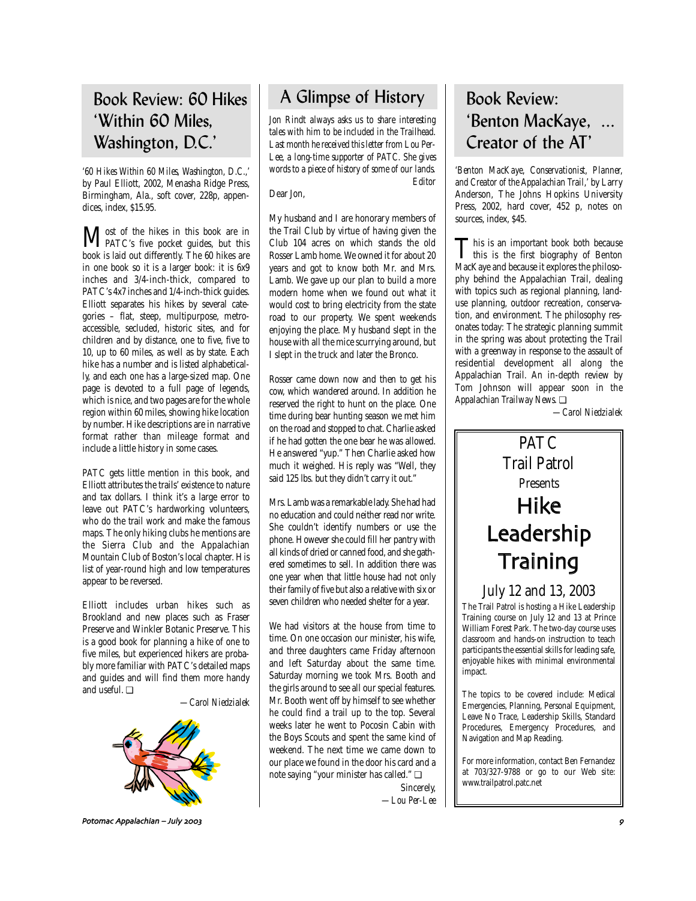## Book Review: 60 Hikes 'Within 60 Miles, Washington, D.C.'

*'60 Hikes Within 60 Miles, Washington, D.C.,' by Paul Elliott, 2002, Menasha Ridge Press, Birmingham, Ala., soft cover, 228p, appendices, index, $15.95.*

Most of the hikes in this book are in PATC's five pocket guides, but this book is laid out differently. The 60 hikes are in one book so it is a larger book: it is 6x9 inches and 3/4-inch-thick, compared to PATC's 4x7 inches and 1/4-inch-thick guides. Elliott separates his hikes by several categories – flat, steep, multipurpose, metro-accessible, secluded, historic sites, and for children and by distance, one to five, five to 10, up to 60 miles, as well as by state. Each hike has a number and is listed alphabetically, and each one has a large-sized map. One page is devoted to a full page of legends, which is nice, and two pages are for the whole region within 60 miles, showing hike location by number. Hike descriptions are in narrative format rather than mileage format and include a little history in some cases.

PATC gets little mention in this book, and Elliott attributes the trails' existence to nature and tax dollars. I think it's a large error to leave out PATC's hardworking volunteers, who do the trail work and make the famous maps. The only hiking clubs he mentions are the Sierra Club and the Appalachian Mountain Club of Boston's local chapter. His list of year-round high and low temperatures appear to be reversed.

Elliott includes urban hikes such as Brookland and new places such as Fraser Preserve and Winkler Botanic Preserve. This is a good book for planning a hike of one to five miles, but experienced hikers are probably more familiar with PATC's detailed maps and guides and will find them more handy and useful. ❑

*—Carol Niedzialek*

## A Glimpse of History

*Jon Rindt always asks us to share interesting tales with him to be included in the Trailhead. Last month he received this letter from Lou Per-Lee, a long-time supporter of PATC. She gives words to a piece of history of some of our lands.*

*Editor*

Dear Jon,

My husband and I are honorary members of the Trail Club by virtue of having given the Club 104 acres on which stands the old Rosser Lamb home. We owned it for about 20 years and got to know both Mr. and Mrs. Lamb. We gave up our plan to build a more modern home when we found out what it would cost to bring electricity from the state road to our property. We spent weekends enjoying the place. My husband slept in the house with all the mice scurrying around, but I slept in the truck and later the Bronco.

Rosser came down now and then to get his cow, which wandered around. In addition he reserved the right to hunt on the place. One time during bear hunting season we met him on the road and stopped to chat. Charlie asked if he had gotten the one bear he was allowed. He answered "yup." Then Charlie asked how much it weighed. His reply was "Well, they said 125 lbs. but they didn't carry it out."

Mrs. Lamb was a remarkable lady. She had had no education and could neither read nor write. She couldn't identify numbers or use the phone. However she could fill her pantry with all kinds of dried or canned food, and she gathered sometimes to sell. In addition there was one year when that little house had not only their family of five but also a relative with six or seven children who needed shelter for a year.

We had visitors at the house from time to time. On one occasion our minister, his wife, and three daughters came Friday afternoon and left Saturday about the same time. Saturday morning we took Mrs. Booth and the girls around to see all our special features. Mr. Booth went off by himself to see whether he could find a trail up to the top. Several weeks later he went to Pocosin Cabin with the Boys Scouts and spent the same kind of weekend. The next time we came down to our place we found in the door his card and a note saying "your minister has called." ❑

Sincerely,

*—Lou Per-Lee*

## Book Review: 'Benton MacKaye, ... Creator of the AT'

*'Benton MacKaye, Conservationist, Planner, and Creator of the Appalachian Trail,' by Larry Anderson, The Johns Hopkins University Press, 2002, hard cover, 452 p, notes on sources, index, $45.*

This is an important book both because this is the first biography of Benton MacKaye and because it explores the philosophy behind the Appalachian Trail, dealing with topics such as regional planning, land-use planning, outdoor recreation, conservation, and environment. The philosophy resonates today: The strategic planning summit in the spring was about protecting the Trail with a greenway in response to the assault of residential development all along the Appalachian Trail. An in-depth review by Tom Johnson will appear soon in the *Appalachian Trailway News.* ❑

*—Carol Niedzialek*

## PATC Trail Patrol Presents Hike Leadership Training

### July 12 and 13, 2003

The Trail Patrol is hosting a Hike Leadership Training course on July 12 and 13 at Prince William Forest Park. The two-day course uses classroom and hands-on instruction to teach participants the essential skills for leading safe, enjoyable hikes with minimal environmental impact.

The topics to be covered include: Medical Emergencies, Planning, Personal Equipment, Leave No Trace, Leadership Skills, Standard Procedures, Emergency Procedures, and Navigation and Map Reading.

For more information, contact Ben Fernandez at 703/327-9788 or go to our Web site: www.trailpatrol.patc.net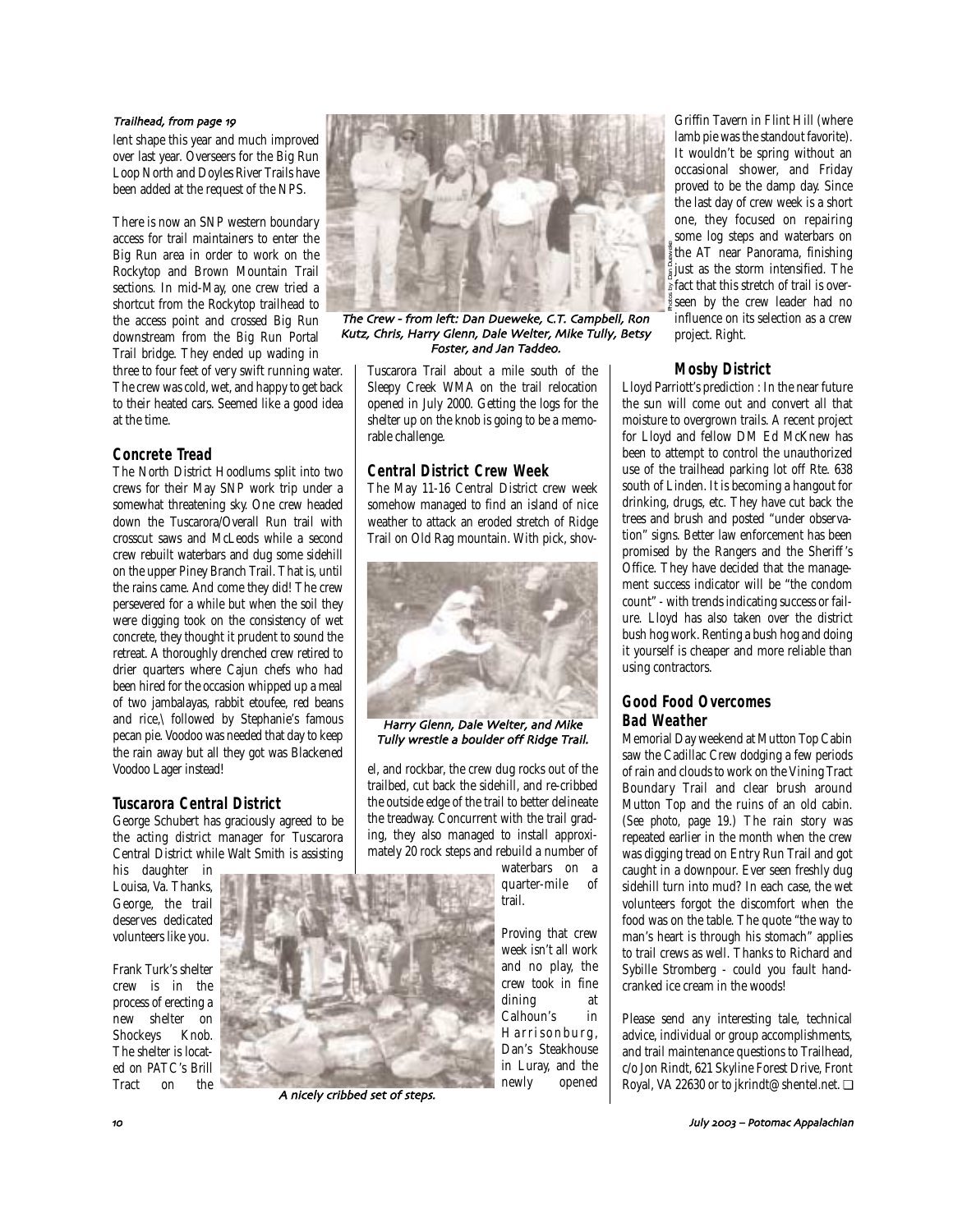*Trailhead, from page 19*

lent shape this year and much improved over last year. Overseers for the Big Run Loop North and Doyles River Trails have been added at the request of the NPS.

There is now an SNP western boundary access for trail maintainers to enter the Big Run area in order to work on the Rockytop and Brown Mountain Trail sections. In mid-May, one crew tried a shortcut from the Rockytop trailhead to the access point and crossed Big Run downstream from the Big Run Portal Trail bridge. They ended up wading in three to four feet of very swift running water. The crew was cold, wet, and happy to get back to their heated cars. Seemed like a good idea at the time.

## Concrete Tread

The North District Hoodlums split into two crews for their May SNP work trip under a somewhat threatening sky. One crew headed down the Tuscarora/Overall Run trail with crosscut saws and McLeods while a second crew rebuilt waterbars and dug some sidehill on the upper Piney Branch Trail. That is, until the rains came. And come they did! The crew persevered for a while but when the soil they were digging took on the consistency of wet concrete, they thought it prudent to sound the retreat. A thoroughly drenched crew retired to drier quarters where Cajun chefs who had been hired for the occasion whipped up a meal of two jambalayas, rabbit etoufee, red beans and rice,\ followed by Stephanie's famous pecan pie. Voodoo was needed that day to keep the rain away but all they got was Blackened Voodoo Lager instead!

## Tuscarora Central District

George Schubert has graciously agreed to be the acting district manager for Tuscarora Central District while Walt Smith is assisting his daughter in Louisa, Va. Thanks, George, the trail deserves dedicated volunteers like you.

Frank Turk's shelter crew is in the process of erecting a new shelter on Shockeys Knob. The shelter is located on PATC's Brill Tract on the Tuscarora Trail about a mile south of the Sleepy Creek WMA on the trail relocation opened in July 2000. Getting the logs for the shelter up on the knob is going to be a memorable challenge.

*The Crew - from left: Dan Dueweke, C.T. Campbell, Ron Kutz, Chris, Harry Glenn, Dale Welter, Mike Tully, Betsy Foster, and Jan Taddeo.*

## Central District Crew Week

The May 11-16 Central District crew week somehow managed to find an island of nice weather to attack an eroded stretch of Ridge Trail on Old Rag mountain. With pick, shovel, and rockbar, the crew dug rocks out of the trailbed, cut back the sidehill, and re-cribbed the outside edge of the trail to better delineate the treadway. Concurrent with the trail grading, they also managed to install approximately 20 rock steps and rebuild a number of waterbars on a quarter-mile of trail.

*Harry Glenn, Dale Welter, and Mike Tully wrestle a boulder off Ridge Trail.*

Proving that crew week isn't all work and no play, the crew took in fine dining at Calhoun's in Harrisonburg, Dan's Steakhouse in Luray, and the newly opened Griffin Tavern in Flint Hill (where lamb pie was the standout favorite). It wouldn't be spring without an occasional shower, and Friday proved to be the damp day. Since the last day of crew week is a short one, they focused on repairing some log steps and waterbars on the AT near Panorama, finishing just as the storm intensified. The fact that this stretch of trail is overseen by the crew leader had no influence on its selection as a crew project. Right.

*A nicely cribbed set of steps.*

Photos by Dan Dueweke

## Mosby District

Lloyd Parriott's prediction : In the near future the sun will come out and convert all that moisture to overgrown trails. A recent project for Lloyd and fellow DM Ed McKnew has been to attempt to control the unauthorized use of the trailhead parking lot off Rte. 638 south of Linden. It is becoming a hangout for drinking, drugs, etc. They have cut back the trees and brush and posted "under observation" signs. Better law enforcement has been promised by the Rangers and the Sheriff's Office. They have decided that the management success indicator will be "the condom count" - with trends indicating success or failure. Lloyd has also taken over the district bush hog work. Renting a bush hog and doing it yourself is cheaper and more reliable than using contractors.

## Good Food Overcomes Bad Weather

Memorial Day weekend at Mutton Top Cabin saw the Cadillac Crew dodging a few periods of rain and clouds to work on the Vining Tract Boundary Trail and clear brush around Mutton Top and the ruins of an old cabin. (See photo, page 19.) The rain story was repeated earlier in the month when the crew was digging tread on Entry Run Trail and got caught in a downpour. Ever seen freshly dug sidehill turn into mud? In each case, the wet volunteers forgot the discomfort when the food was on the table. The quote "the way to man's heart is through his stomach" applies to trail crews as well. Thanks to Richard and Sybille Stromberg - could you fault hand-cranked ice cream in the woods!

Please send any interesting tale, technical advice, individual or group accomplishments, and trail maintenance questions to Trailhead, c/o Jon Rindt, 621 Skyline Forest Drive, Front Royal, VA 22630 or to jkrindt@shentel.net. ❑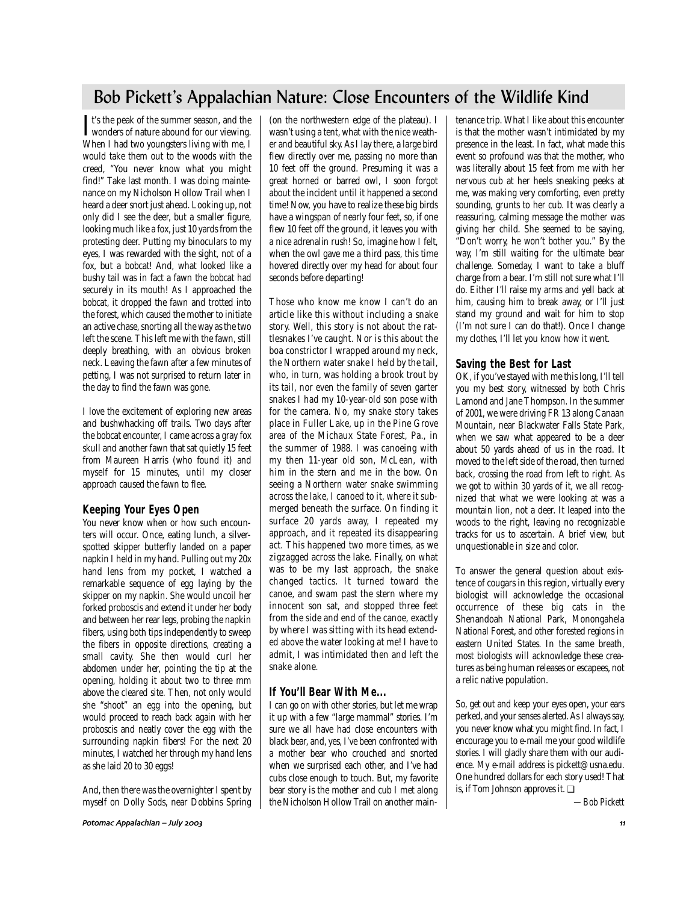# Bob Pickett's Appalachian Nature: Close Encounters of the Wildlife Kind

It's the peak of the summer season, and the wonders of nature abound for our viewing. When I had two youngsters living with me, I would take them out to the woods with the creed, "You never know what you might find!" Take last month. I was doing maintenance on my Nicholson Hollow Trail when I heard a deer snort just ahead. Looking up, not only did I see the deer, but a smaller figure, looking much like a fox, just 10 yards from the protesting deer. Putting my binoculars to my eyes, I was rewarded with the sight, not of a fox, but a bobcat! And, what looked like a bushy tail was in fact a fawn the bobcat had securely in its mouth! As I approached the bobcat, it dropped the fawn and trotted into the forest, which caused the mother to initiate an active chase, snorting all the way as the two left the scene. This left me with the fawn, still deeply breathing, with an obvious broken neck. Leaving the fawn after a few minutes of petting, I was not surprised to return later in the day to find the fawn was gone.

I love the excitement of exploring new areas and bushwhacking off trails. Two days after the bobcat encounter, I came across a gray fox skull and another fawn that sat quietly 15 feet from Maureen Harris (who found it) and myself for 15 minutes, until my closer approach caused the fawn to flee.

## Keeping Your Eyes Open

You never know when or how such encounters will occur. Once, eating lunch, a silver-spotted skipper butterfly landed on a paper napkin I held in my hand. Pulling out my 20x hand lens from my pocket, I watched a remarkable sequence of egg laying by the skipper on my napkin. She would uncoil her forked proboscis and extend it under her body and between her rear legs, probing the napkin fibers, using both tips independently to sweep the fibers in opposite directions, creating a small cavity. She then would curl her abdomen under her, pointing the tip at the opening, holding it about two to three mm above the cleared site. Then, not only would she "shoot" an egg into the opening, but would proceed to reach back again with her proboscis and neatly cover the egg with the surrounding napkin fibers! For the next 20 minutes, I watched her through my hand lens as she laid 20 to 30 eggs!

And, then there was the overnighter I spent by myself on Dolly Sods, near Dobbins Spring (on the northwestern edge of the plateau). I wasn't using a tent, what with the nice weather and beautiful sky. As I lay there, a large bird flew directly over me, passing no more than 10 feet off the ground. Presuming it was a great horned or barred owl, I soon forgot about the incident until it happened a second time! Now, you have to realize these big birds have a wingspan of nearly four feet, so, if one flew 10 feet off the ground, it leaves you with a nice adrenalin rush! So, imagine how I felt, when the owl gave me a third pass, this time hovered directly over my head for about four seconds before departing!

Those who know me know I can't do an article like this without including a snake story. Well, this story is not about the rattlesnakes I've caught. Nor is this about the boa constrictor I wrapped around my neck, the Northern water snake I held by the tail, who, in turn, was holding a brook trout by its tail, nor even the family of seven garter snakes I had my 10-year-old son pose with for the camera. No, my snake story takes place in Fuller Lake, up in the Pine Grove area of the Michaux State Forest, Pa., in the summer of 1988. I was canoeing with my then 11-year old son, McLean, with him in the stern and me in the bow. On seeing a Northern water snake swimming across the lake, I canoed to it, where it submerged beneath the surface. On finding it surface 20 yards away, I repeated my approach, and it repeated its disappearing act. This happened two more times, as we zigzagged across the lake. Finally, on what was to be my last approach, the snake changed tactics. It turned toward the canoe, and swam past the stern where my innocent son sat, and stopped three feet from the side and end of the canoe, exactly by where I was sitting with its head extended above the water looking at me! I have to admit, I was intimidated then and left the snake alone.

## If You'll Bear With Me…

I can go on with other stories, but let me wrap it up with a few "large mammal" stories. I'm sure we all have had close encounters with black bear, and, yes, I've been confronted with a mother bear who crouched and snorted when we surprised each other, and I've had cubs close enough to touch. But, my favorite bear story is the mother and cub I met along the Nicholson Hollow Trail on another maintenance trip. What I like about this encounter is that the mother wasn't intimidated by my presence in the least. In fact, what made this event so profound was that the mother, who was literally about 15 feet from me with her nervous cub at her heels sneaking peeks at me, was making very comforting, even pretty sounding, grunts to her cub. It was clearly a reassuring, calming message the mother was giving her child. She seemed to be saying, "Don't worry, he won't bother you." By the way, I'm still waiting for the ultimate bear challenge. Someday, I want to take a bluff charge from a bear. I'm still not sure what I'll do. Either I'll raise my arms and yell back at him, causing him to break away, or I'll just stand my ground and wait for him to stop (I'm not sure I can do that!). Once I change my clothes, I'll let you know how it went.

## Saving the Best for Last

OK, if you've stayed with me this long, I'll tell you my best story, witnessed by both Chris Lamond and Jane Thompson. In the summer of 2001, we were driving FR 13 along Canaan Mountain, near Blackwater Falls State Park, when we saw what appeared to be a deer about 50 yards ahead of us in the road. It moved to the left side of the road, then turned back, crossing the road from left to right. As we got to within 30 yards of it, we all recognized that what we were looking at was a mountain lion, not a deer. It leaped into the woods to the right, leaving no recognizable tracks for us to ascertain. A brief view, but unquestionable in size and color.

To answer the general question about existence of cougars in this region, virtually every biologist will acknowledge the occasional occurrence of these big cats in the Shenandoah National Park, Monongahela National Forest, and other forested regions in eastern United States. In the same breath, most biologists will acknowledge these creatures as being human releases or escapees, not a relic native population.

So, get out and keep your eyes open, your ears perked, and your senses alerted. As I always say, you never know what you might find. In fact, I encourage you to e-mail me your good wildlife stories. I will gladly share them with our audience. My e-mail address is pickett@usna.edu. One hundred dollars for each story used! That is, if Tom Johnson approves it. ❑

*—Bob Pickett*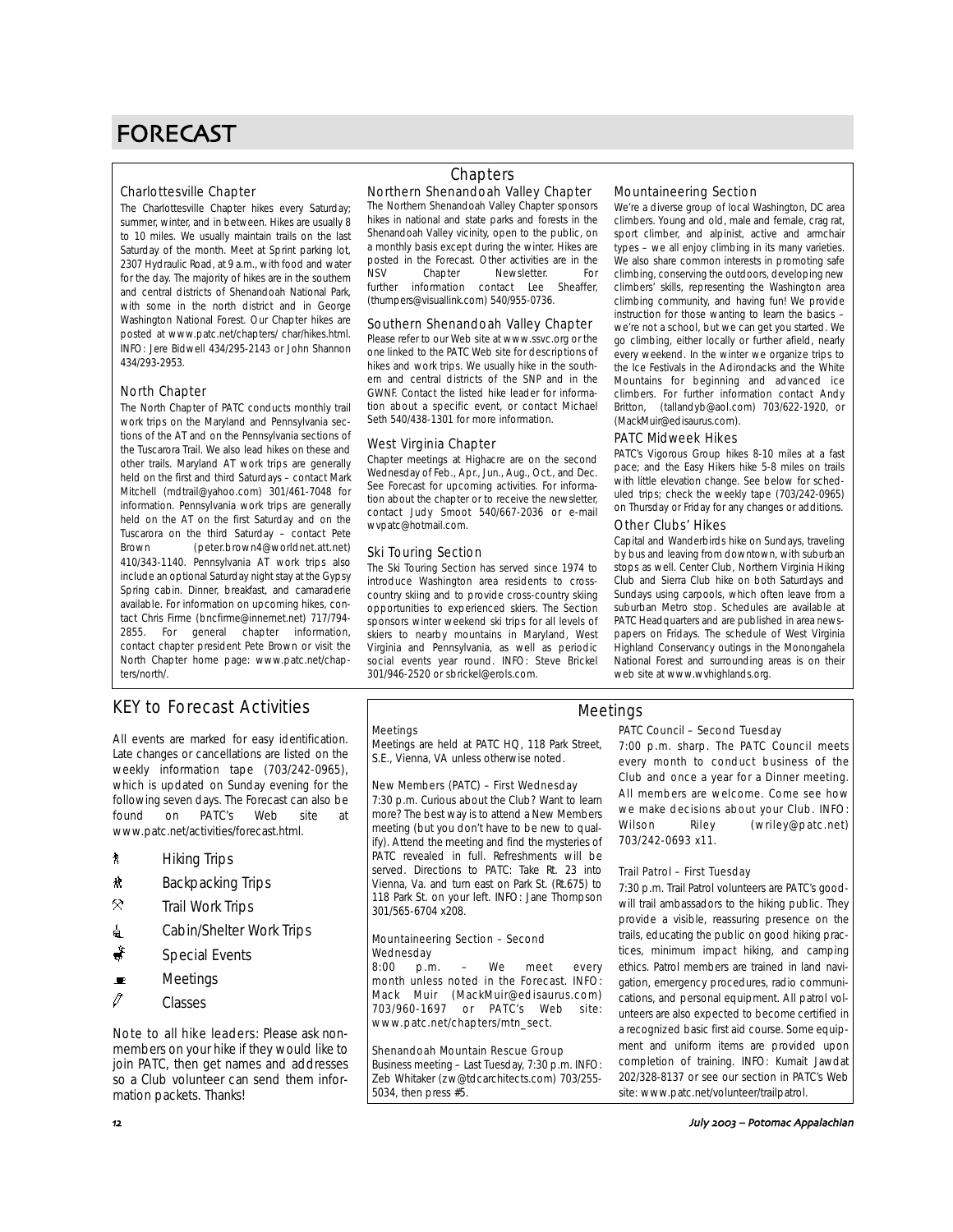# FORECAST

## Chapters

### Charlottesville Chapter

The Charlottesville Chapter hikes every Saturday; summer, winter, and in between. Hikes are usually 8 to 10 miles. We usually maintain trails on the last Saturday of the month. Meet at Sprint parking lot, 2307 Hydraulic Road, at 9 a.m., with food and water for the day. The majority of hikes are in the southern and central districts of Shenandoah National Park, with some in the north district and in George Washington National Forest. Our Chapter hikes are posted at www.patc.net/chapters/ char/hikes.html. INFO: Jere Bidwell 434/295-2143 or John Shannon 434/293-2953.

### North Chapter

The North Chapter of PATC conducts monthly trail work trips on the Maryland and Pennsylvania sections of the AT and on the Pennsylvania sections of the Tuscarora Trail. We also lead hikes on these and other trails. Maryland AT work trips are generally held on the first and third Saturdays – contact Mark Mitchell (mdtrail@yahoo.com) 301/461-7048 for information. Pennsylvania work trips are generally held on the AT on the first Saturday and on the Tuscarora on the third Saturday – contact Pete Brown (peter.brown4@worldnet.att.net) 410/343-1140. Pennsylvania AT work trips also include an optional Saturday night stay at the Gypsy Spring cabin. Dinner, breakfast, and camaraderie available. For information on upcoming hikes, contact Chris Firme (bncfirme@innernet.net) 717/794-2855. For general chapter information, contact chapter president Pete Brown or visit the North Chapter home page: www.patc.net/chapters/north/.

### Northern Shenandoah Valley Chapter

The Northern Shenandoah Valley Chapter sponsors hikes in national and state parks and forests in the Shenandoah Valley vicinity, open to the public, on a monthly basis except during the winter. Hikes are posted in the Forecast. Other activities are in the NSV Chapter Newsletter. For further information contact Lee Sheaffer, (thumpers@visuallink.com) 540/955-0736.

### Southern Shenandoah Valley Chapter

Please refer to our Web site at www.ssvc.org or the one linked to the PATC Web site for descriptions of hikes and work trips. We usually hike in the southern and central districts of the SNP and in the GWNF. Contact the listed hike leader for information about a specific event, or contact Michael Seth 540/438-1301 for more information.

### West Virginia Chapter

Chapter meetings at Highacre are on the second Wednesday of Feb., Apr., Jun., Aug., Oct., and Dec. See Forecast for upcoming activities. For information about the chapter or to receive the newsletter, contact Judy Smoot 540/667-2036 or e-mail wvpatc@hotmail.com.

### Ski Touring Section

The Ski Touring Section has served since 1974 to introduce Washington area residents to cross-country skiing and to provide cross-country skiing opportunities to experienced skiers. The Section sponsors winter weekend ski trips for all levels of skiers to nearby mountains in Maryland, West Virginia and Pennsylvania, as well as periodic social events year round. INFO: Steve Brickel 301/946-2520 or sbrickel@erols.com.

### Mountaineering Section

We're a diverse group of local Washington, DC area climbers. Young and old, male and female, crag rat, sport climber, and alpinist, active and armchair types – we all enjoy climbing in its many varieties. We also share common interests in promoting safe climbing, conserving the outdoors, developing new climbers' skills, representing the Washington area climbing community, and having fun! We provide instruction for those wanting to learn the basics – we're not a school, but we can get you started. We go climbing, either locally or further afield, nearly every weekend. In the winter we organize trips to the Ice Festivals in the Adirondacks and the White Mountains for beginning and advanced ice climbers. For further information contact Andy Britton, (tallandyb@aol.com) 703/622-1920, or (MackMuir@edisaurus.com).

### PATC Midweek Hikes

PATC's Vigorous Group hikes 8-10 miles at a fast pace; and the Easy Hikers hike 5-8 miles on trails with little elevation change. See below for scheduled trips; check the weekly tape (703/242-0965) on Thursday or Friday for any changes or additions.

### Other Clubs' Hikes

Capital and Wanderbirds hike on Sundays, traveling by bus and leaving from downtown, with suburban stops as well. Center Club, Northern Virginia Hiking Club and Sierra Club hike on both Saturdays and Sundays using carpools, which often leave from a suburban Metro stop. Schedules are available at PATC Headquarters and are published in area newspapers on Fridays. The schedule of West Virginia Highland Conservancy outings in the Monongahela National Forest and surrounding areas is on their web site at www.wvhighlands.org.

## KEY to Forecast Activities

All events are marked for easy identification. Late changes or cancellations are listed on the weekly information tape (703/242-0965), which is updated on Sunday evening for the following seven days. The Forecast can also be found on PATC's Web site at www.patc.net/activities/forecast.html.

- Hiking Trips
- Backpacking Trips
- Trail Work Trips
- Cabin/Shelter Work Trips
- Special Events
- Meetings
- Classes

Note to all hike leaders: Please ask nonmembers on your hike if they would like to join PATC, then get names and addresses so a Club volunteer can send them information packets. Thanks!

## Meetings

### Meetings

Meetings are held at PATC HQ, 118 Park Street, S.E., Vienna, VA unless otherwise noted.

### New Members (PATC) – First Wednesday

7:30 p.m. Curious about the Club? Want to learn more? The best way is to attend a New Members meeting (but you don't have to be new to qualify). Attend the meeting and find the mysteries of PATC revealed in full. Refreshments will be served. Directions to PATC: Take Rt. 23 into Vienna, Va. and turn east on Park St. (Rt.675) to 118 Park St. on your left. INFO: Jane Thompson 301/565-6704 x208.

### Mountaineering Section – Second Wednesday

8:00 p.m. – We meet every month unless noted in the Forecast. INFO: Mack Muir (MackMuir@edisaurus.com) 703/960-1697 or PATC's Web site: www.patc.net/chapters/mtn_sect.

### Shenandoah Mountain Rescue Group

Business meeting – Last Tuesday, 7:30 p.m. INFO: Zeb Whitaker (zw@tdcarchitects.com) 703/255-5034, then press #5.

### PATC Council – Second Tuesday

7:00 p.m. sharp. The PATC Council meets every month to conduct business of the Club and once a year for a Dinner meeting. All members are welcome. Come see how we make decisions about your Club. INFO: Wilson Riley (wriley@patc.net) 703/242-0693 x11.

### Trail Patrol – First Tuesday

7:30 p.m. Trail Patrol volunteers are PATC's goodwill trail ambassadors to the hiking public. They provide a visible, reassuring presence on the trails, educating the public on good hiking practices, minimum impact hiking, and camping ethics. Patrol members are trained in land navigation, emergency procedures, radio communications, and personal equipment. All patrol volunteers are also expected to become certified in a recognized basic first aid course. Some equipment and uniform items are provided upon completion of training. INFO: Kumait Jawdat 202/328-8137 or see our section in PATC's Web site: www.patc.net/volunteer/trailpatrol.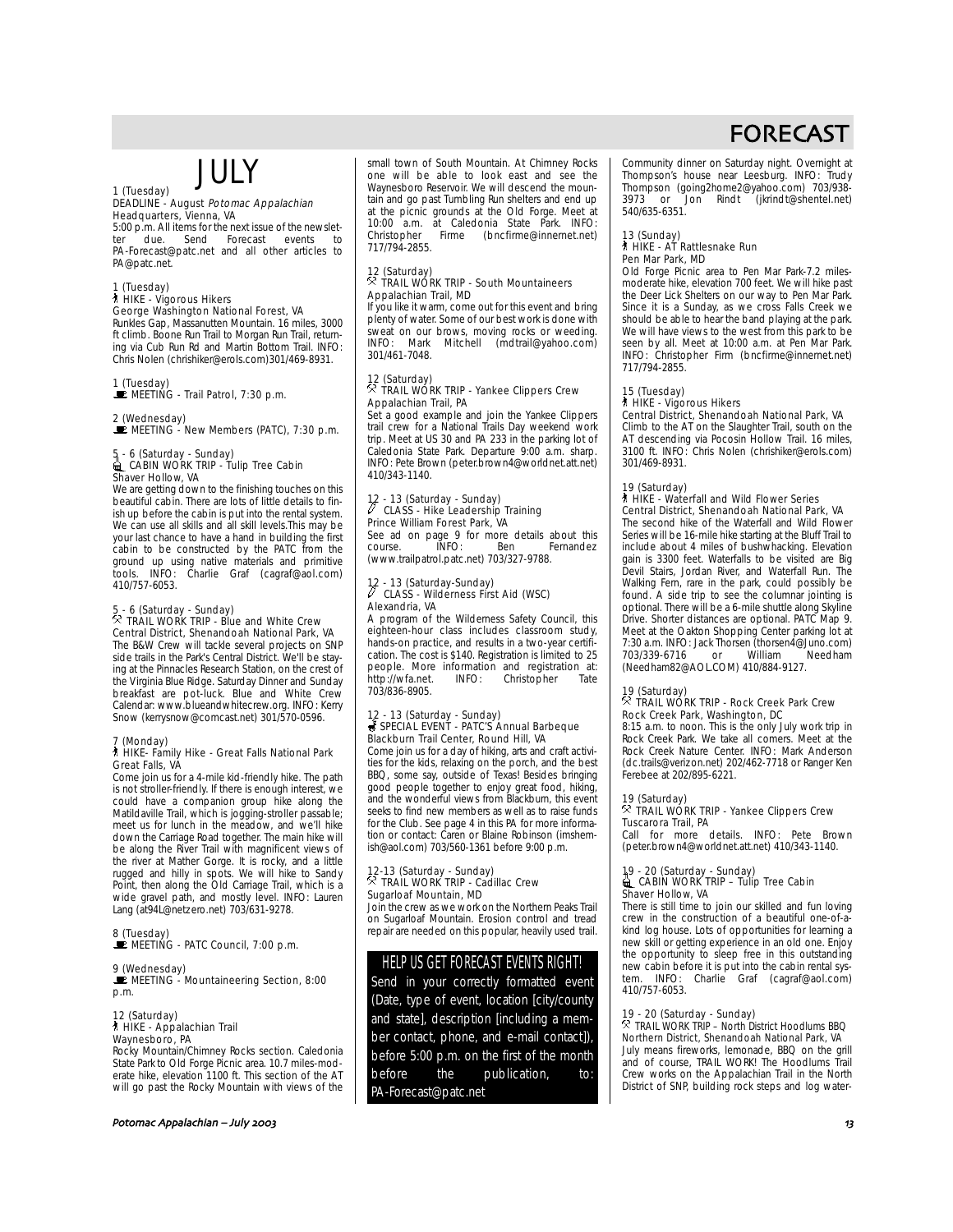# FORECAST

## JULY

1 (Tuesday)
DEADLINE - August *Potomac Appalachian*
Headquarters, Vienna, VA
5:00 p.m. All items for the next issue of the newsletter due. Send Forecast events to PA-Forecast@patc.net and all other articles to PA@patc.net.

1 (Tuesday)
HIKE - Vigorous Hikers
George Washington National Forest, VA
Runkles Gap, Massanutten Mountain. 16 miles, 3000 ft climb. Boone Run Trail to Morgan Run Trail, returning via Cub Run Rd and Martin Bottom Trail. INFO: Chris Nolen (chrishiker@erols.com)301/469-8931.

1 (Tuesday)
MEETING - Trail Patrol, 7:30 p.m.

2 (Wednesday)
MEETING - New Members (PATC), 7:30 p.m.

5 - 6 (Saturday - Sunday)
CABIN WORK TRIP - Tulip Tree Cabin
Shaver Hollow, VA
We are getting down to the finishing touches on this beautiful cabin. There are lots of little details to finish up before the cabin is put into the rental system. We can use all skills and all skill levels.This may be your last chance to have a hand in building the first cabin to be constructed by the PATC from the ground up using native materials and primitive tools. INFO: Charlie Graf (cagraf@aol.com) 410/757-6053.

5 - 6 (Saturday - Sunday)
TRAIL WORK TRIP - Blue and White Crew
Central District, Shenandoah National Park, VA
The B&W Crew will tackle several projects on SNP side trails in the Park's Central District. We'll be staying at the Pinnacles Research Station, on the crest of the Virginia Blue Ridge. Saturday Dinner and Sunday breakfast are pot-luck. Blue and White Crew Calendar: www.blueandwhitecrew.org. INFO: Kerry Snow (kerrysnow@comcast.net) 301/570-0596.

7 (Monday)
HIKE- Family Hike - Great Falls National Park
Great Falls, VA
Come join us for a 4-mile kid-friendly hike. The path is not stroller-friendly. If there is enough interest, we could have a companion group hike along the Matildaville Trail, which is jogging-stroller passable; meet us for lunch in the meadow, and we'll hike down the Carriage Road together. The main hike will be along the River Trail with magnificent views of the river at Mather Gorge. It is rocky, and a little rugged and hilly in spots. We will hike to Sandy Point, then along the Old Carriage Trail, which is a wide gravel path, and mostly level. INFO: Lauren Lang (at94L@netzero.net) 703/631-9278.

8 (Tuesday)
MEETING - PATC Council, 7:00 p.m.

9 (Wednesday)
MEETING - Mountaineering Section, 8:00 p.m.

12 (Saturday)
HIKE - Appalachian Trail
Waynesboro, PA
Rocky Mountain/Chimney Rocks section. Caledonia State Park to Old Forge Picnic area. 10.7 miles-moderate hike, elevation 1100 ft. This section of the AT will go past the Rocky Mountain with views of the small town of South Mountain. At Chimney Rocks one will be able to look east and see the Waynesboro Reservoir. We will descend the mountain and go past Tumbling Run shelters and end up at the picnic grounds at the Old Forge. Meet at 10:00 a.m. at Caledonia State Park. INFO: Christopher Firme (bncfirme@innernet.net) 717/794-2855.

12 (Saturday)
TRAIL WORK TRIP - South Mountaineers
Appalachian Trail, MD
If you like it warm, come out for this event and bring plenty of water. Some of our best work is done with sweat on our brows, moving rocks or weeding. INFO: Mark Mitchell (mdtrail@yahoo.com) 301/461-7048.

12 (Saturday)
TRAIL WORK TRIP - Yankee Clippers Crew
Appalachian Trail, PA
Set a good example and join the Yankee Clippers trail crew for a National Trails Day weekend work trip. Meet at US 30 and PA 233 in the parking lot of Caledonia State Park. Departure 9:00 a.m. sharp. INFO: Pete Brown (peter.brown4@worldnet.att.net) 410/343-1140.

12 - 13 (Saturday - Sunday)
CLASS - Hike Leadership Training
Prince William Forest Park, VA
See ad on page 9 for more details about this course. INFO: Ben Fernandez (www.trailpatrol.patc.net) 703/327-9788.

12 - 13 (Saturday-Sunday)
CLASS - Wilderness First Aid (WSC)
Alexandria, VA
A program of the Wilderness Safety Council, this eighteen-hour class includes classroom study, hands-on practice, and results in a two-year certification. The cost is $140. Registration is limited to 25 people. More information and registration at: http://wfa.net. INFO: Christopher Tate 703/836-8905.

12 - 13 (Saturday - Sunday)
SPECIAL EVENT - PATC'S Annual Barbeque
Blackburn Trail Center, Round Hill, VA
Come join us for a day of hiking, arts and craft activities for the kids, relaxing on the porch, and the best BBQ, some say, outside of Texas! Besides bringing good people together to enjoy great food, hiking, and the wonderful views from Blackburn, this event seeks to find new members as well as to raise funds for the Club. See page 4 in this PA for more information or contact: Caren or Blaine Robinson (imshemish@aol.com) 703/560-1361 before 9:00 p.m.

12-13 (Saturday - Sunday)
TRAIL WORK TRIP - Cadillac Crew
Sugarloaf Mountain, MD
Join the crew as we work on the Northern Peaks Trail on Sugarloaf Mountain. Erosion control and tread repair are needed on this popular, heavily used trail.

**HELP US GET FORECAST EVENTS RIGHT!**
Send in your correctly formatted event (Date, type of event, location [city/county and state], description [including a member contact, phone, and e-mail contact]), before 5:00 p.m. on the first of the month before the publication, to: PA-Forecast@patc.net

Community dinner on Saturday night. Overnight at Thompson's house near Leesburg. INFO: Trudy Thompson (going2home2@yahoo.com) 703/938-3973 or Jon Rindt (jkrindt@shentel.net) 540/635-6351.

13 (Sunday)
HIKE - AT Rattlesnake Run
Pen Mar Park, MD
Old Forge Picnic area to Pen Mar Park-7.2 miles-moderate hike, elevation 700 feet. We will hike past the Deer Lick Shelters on our way to Pen Mar Park. Since it is a Sunday, as we cross Falls Creek we should be able to hear the band playing at the park. We will have views to the west from this park to be seen by all. Meet at 10:00 a.m. at Pen Mar Park. INFO: Christopher Firm (bncfirme@innernet.net) 717/794-2855.

15 (Tuesday)
HIKE - Vigorous Hikers
Central District, Shenandoah National Park, VA
Climb to the AT on the Slaughter Trail, south on the AT descending via Pocosin Hollow Trail. 16 miles, 3100 ft. INFO: Chris Nolen (chrishiker@erols.com) 301/469-8931.

19 (Saturday)
HIKE - Waterfall and Wild Flower Series
Central District, Shenandoah National Park, VA
The second hike of the Waterfall and Wild Flower Series will be 16-mile hike starting at the Bluff Trail to include about 4 miles of bushwhacking. Elevation gain is 3300 feet. Waterfalls to be visited are Big Devil Stairs, Jordan River, and Waterfall Run. The Walking Fern, rare in the park, could possibly be found. A side trip to see the columnar jointing is optional. There will be a 6-mile shuttle along Skyline Drive. Shorter distances are optional. PATC Map 9. Meet at the Oakton Shopping Center parking lot at 7:30 a.m. INFO: Jack Thorsen (thorsen4@Juno.com) 703/339-6716 or William Needham (Needham82@AOL.COM) 410/884-9127.

19 (Saturday)
TRAIL WORK TRIP - Rock Creek Park Crew
Rock Creek Park, Washington, DC
8:15 a.m. to noon. This is the only July work trip in Rock Creek Park. We take all comers. Meet at the Rock Creek Nature Center. INFO: Mark Anderson (dc.trails@verizon.net) 202/462-7718 or Ranger Ken Ferebee at 202/895-6221.

19 (Saturday)
TRAIL WORK TRIP - Yankee Clippers Crew
Tuscarora Trail, PA
Call for more details. INFO: Pete Brown (peter.brown4@worldnet.att.net) 410/343-1140.

19 - 20 (Saturday - Sunday)
CABIN WORK TRIP – Tulip Tree Cabin
Shaver Hollow, VA
There is still time to join our skilled and fun loving crew in the construction of a beautiful one-of-a-kind log house. Lots of opportunities for learning a new skill or getting experience in an old one. Enjoy the opportunity to sleep free in this outstanding new cabin before it is put into the cabin rental system. INFO: Charlie Graf (cagraf@aol.com) 410/757-6053.

19 - 20 (Saturday - Sunday)
TRAIL WORK TRIP – North District Hoodlums BBQ
Northern District, Shenandoah National Park, VA
July means fireworks, lemonade, BBQ on the grill and of course, TRAIL WORK! The Hoodlums Trail Crew works on the Appalachian Trail in the North District of SNP, building rock steps and log water-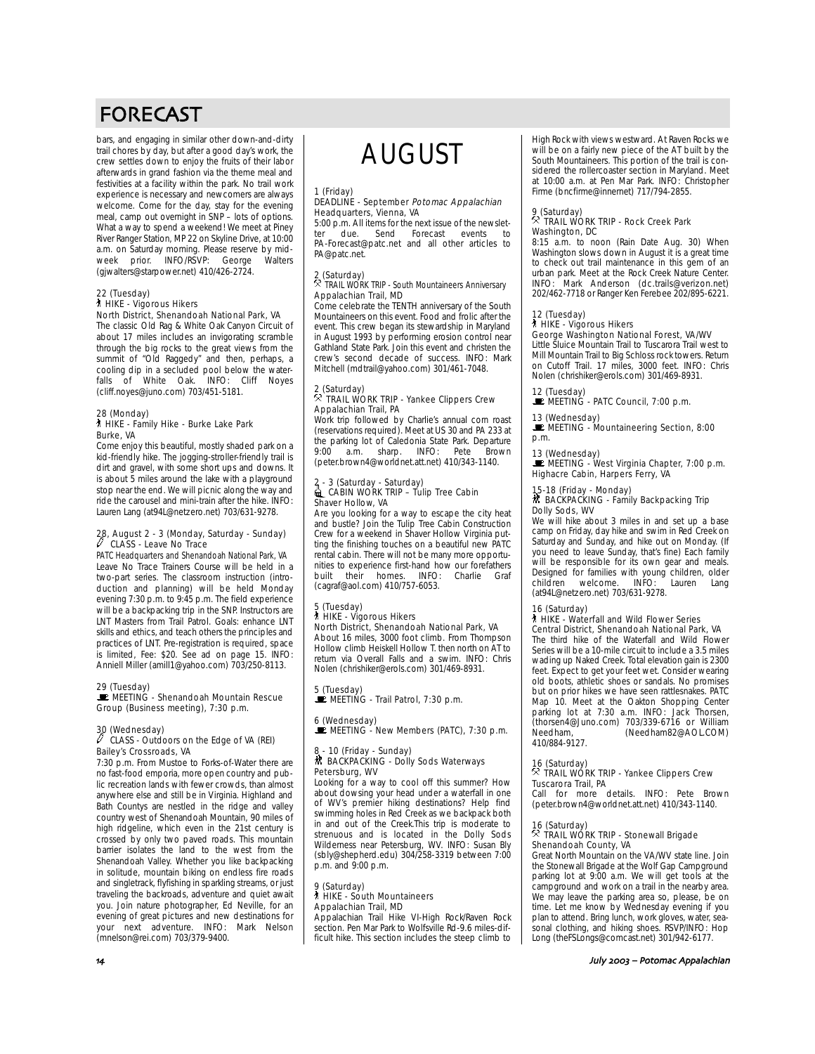# FORECAST

bars, and engaging in similar other down-and-dirty trail chores by day, but after a good day's work, the crew settles down to enjoy the fruits of their labor afterwards in grand fashion via the theme meal and festivities at a facility within the park. No trail work experience is necessary and newcomers are always welcome. Come for the day, stay for the evening meal, camp out overnight in SNP – lots of options. What a way to spend a weekend! We meet at Piney River Ranger Station, MP 22 on Skyline Drive, at 10:00 a.m. on Saturday morning. Please reserve by mid-week prior. INFO/RSVP: George Walters (gjwalters@starpower.net) 410/426-2724.

22 (Tuesday)
HIKE - Vigorous Hikers
North District, Shenandoah National Park, VA
The classic Old Rag & White Oak Canyon Circuit of about 17 miles includes an invigorating scramble through the big rocks to the great views from the summit of "Old Raggedy" and then, perhaps, a cooling dip in a secluded pool below the waterfalls of White Oak. INFO: Cliff Noyes (cliff.noyes@juno.com) 703/451-5181.

28 (Monday)
HIKE - Family Hike - Burke Lake Park
Burke, VA
Come enjoy this beautiful, mostly shaded park on a kid-friendly hike. The jogging-stroller-friendly trail is dirt and gravel, with some short ups and downs. It is about 5 miles around the lake with a playground stop near the end. We will picnic along the way and ride the carousel and mini-train after the hike. INFO: Lauren Lang (at94L@netzero.net) 703/631-9278.

28, August 2 - 3 (Monday, Saturday - Sunday)
CLASS - Leave No Trace
*PATC Headquarters and Shenandoah National Park, VA*
Leave No Trace Trainers Course will be held in a two-part series. The classroom instruction (introduction and planning) will be held Monday evening 7:30 p.m. to 9:45 p.m. The field experience will be a backpacking trip in the SNP. Instructors are LNT Masters from Trail Patrol. Goals: enhance LNT skills and ethics, and teach others the principles and practices of LNT. Pre-registration is required, space is limited, Fee: $20. See ad on page 15. INFO: Anniell Miller (amill1@yahoo.com) 703/250-8113.

29 (Tuesday)
MEETING - Shenandoah Mountain Rescue Group (Business meeting), 7:30 p.m.

30 (Wednesday)
CLASS - Outdoors on the Edge of VA (REI)
Bailey's Crossroads, VA
7:30 p.m. From Mustoe to Forks-of-Water there are no fast-food emporia, more open country and public recreation lands with fewer crowds, than almost anywhere else and still be in Virginia. Highland and Bath Countys are nestled in the ridge and valley country west of Shenandoah Mountain, 90 miles of high ridgeline, which even in the 21st century is crossed by only two paved roads. This mountain barrier isolates the land to the west from the Shenandoah Valley. Whether you like backpacking in solitude, mountain biking on endless fire roads and singletrack, flyfishing in sparkling streams, or just traveling the backroads, adventure and quiet await you. Join nature photographer, Ed Neville, for an evening of great pictures and new destinations for your next adventure. INFO: Mark Nelson (mnelson@rei.com) 703/379-9400.

# AUGUST

1 (Friday)
DEADLINE - September *Potomac Appalachian*
Headquarters, Vienna, VA
5:00 p.m. All items for the next issue of the newsletter due. Send Forecast events to PA-Forecast@patc.net and all other articles to PA@patc.net.

2 (Saturday)
TRAIL WORK TRIP - South Mountaineers Anniversary
Appalachian Trail, MD
Come celebrate the TENTH anniversary of the South Mountaineers on this event. Food and frolic after the event. This crew began its stewardship in Maryland in August 1993 by performing erosion control near Gathland State Park. Join this event and christen the crew's second decade of success. INFO: Mark Mitchell (mdtrail@yahoo.com) 301/461-7048.

2 (Saturday)
TRAIL WORK TRIP - Yankee Clippers Crew
Appalachian Trail, PA
Work trip followed by Charlie's annual corn roast (reservations required). Meet at US 30 and PA 233 at the parking lot of Caledonia State Park. Departure 9:00 a.m. sharp. INFO: Pete Brown (peter.brown4@worldnet.att.net) 410/343-1140.

2 - 3 (Saturday - Saturday)
CABIN WORK TRIP – Tulip Tree Cabin
Shaver Hollow, VA
Are you looking for a way to escape the city heat and bustle? Join the Tulip Tree Cabin Construction Crew for a weekend in Shaver Hollow Virginia putting the finishing touches on a beautiful new PATC rental cabin. There will not be many more opportunities to experience first-hand how our forefathers built their homes. INFO: Charlie Graf (cagraf@aol.com) 410/757-6053.

5 (Tuesday)
HIKE - Vigorous Hikers
North District, Shenandoah National Park, VA
About 16 miles, 3000 foot climb. From Thompson Hollow climb Heiskell Hollow T. then north on AT to return via Overall Falls and a swim. INFO: Chris Nolen (chrishiker@erols.com) 301/469-8931.

5 (Tuesday)
MEETING - Trail Patrol, 7:30 p.m.

6 (Wednesday)
MEETING - New Members (PATC), 7:30 p.m.

8 - 10 (Friday - Sunday)
BACKPACKING - Dolly Sods Waterways
Petersburg, WV
Looking for a way to cool off this summer? How about dowsing your head under a waterfall in one of WV's premier hiking destinations? Help find swimming holes in Red Creek as we backpack both in and out of the Creek.This trip is moderate to strenuous and is located in the Dolly Sods Wilderness near Petersburg, WV. INFO: Susan Bly (sbly@shepherd.edu) 304/258-3319 between 7:00 p.m. and 9:00 p.m.

9 (Saturday)
HIKE - South Mountaineers
Appalachian Trail, MD
Appalachian Trail Hike VI-High Rock/Raven Rock section. Pen Mar Park to Wolfsville Rd-9.6 miles-difficult hike. This section includes the steep climb to High Rock with views westward. At Raven Rocks we will be on a fairly new piece of the AT built by the South Mountaineers. This portion of the trail is considered the rollercoaster section in Maryland. Meet at 10:00 a.m. at Pen Mar Park. INFO: Christopher Firme (bncfirme@innernet) 717/794-2855.

9 (Saturday)
TRAIL WORK TRIP - Rock Creek Park
Washington, DC
8:15 a.m. to noon (Rain Date Aug. 30) When Washington slows down in August it is a great time to check out trail maintenance in this gem of an urban park. Meet at the Rock Creek Nature Center. INFO: Mark Anderson (dc.trails@verizon.net) 202/462-7718 or Ranger Ken Ferebee 202/895-6221.

12 (Tuesday)
HIKE - Vigorous Hikers
George Washington National Forest, VA/WV
Little Sluice Mountain Trail to Tuscarora Trail west to Mill Mountain Trail to Big Schloss rock towers. Return on Cutoff Trail. 17 miles, 3000 feet. INFO: Chris Nolen (chrishiker@erols.com) 301/469-8931.

12 (Tuesday)
MEETING - PATC Council, 7:00 p.m.

13 (Wednesday)
MEETING - Mountaineering Section, 8:00 p.m.

13 (Wednesday)
MEETING - West Virginia Chapter, 7:00 p.m.
Highacre Cabin, Harpers Ferry, VA

15-18 (Friday - Monday)
BACKPACKING - Family Backpacking Trip
Dolly Sods, WV
We will hike about 3 miles in and set up a base camp on Friday, day hike and swim in Red Creek on Saturday and Sunday, and hike out on Monday. (If you need to leave Sunday, that's fine) Each family will be responsible for its own gear and meals. Designed for families with young children, older children welcome. INFO: Lauren Lang (at94L@netzero.net) 703/631-9278.

16 (Saturday)
HIKE - Waterfall and Wild Flower Series
Central District, Shenandoah National Park, VA
The third hike of the Waterfall and Wild Flower Series will be a 10-mile circuit to include a 3.5 miles wading up Naked Creek. Total elevation gain is 2300 feet. Expect to get your feet wet. Consider wearing old boots, athletic shoes or sandals. No promises but on prior hikes we have seen rattlesnakes. PATC Map 10. Meet at the Oakton Shopping Center parking lot at 7:30 a.m. INFO: Jack Thorsen, (thorsen4@Juno.com) 703/339-6716 or William Needham, (Needham82@AOL.COM) 410/884-9127.

16 (Saturday)
TRAIL WORK TRIP - Yankee Clippers Crew
Tuscarora Trail, PA
Call for more details. INFO: Pete Brown (peter.brown4@worldnet.att.net) 410/343-1140.

16 (Saturday)
TRAIL WORK TRIP - Stonewall Brigade
Shenandoah County, VA
Great North Mountain on the VA/WV state line. Join the Stonewall Brigade at the Wolf Gap Campground parking lot at 9:00 a.m. We will get tools at the campground and work on a trail in the nearby area. We may leave the parking area soon, so please, be on time. Let me know by Wednesday evening if you plan to attend. Bring lunch, work gloves, water, seasonal clothing, and hiking shoes. RSVP/INFO: Hop Long (theFSLongs@comcast.net) 301/942-6177.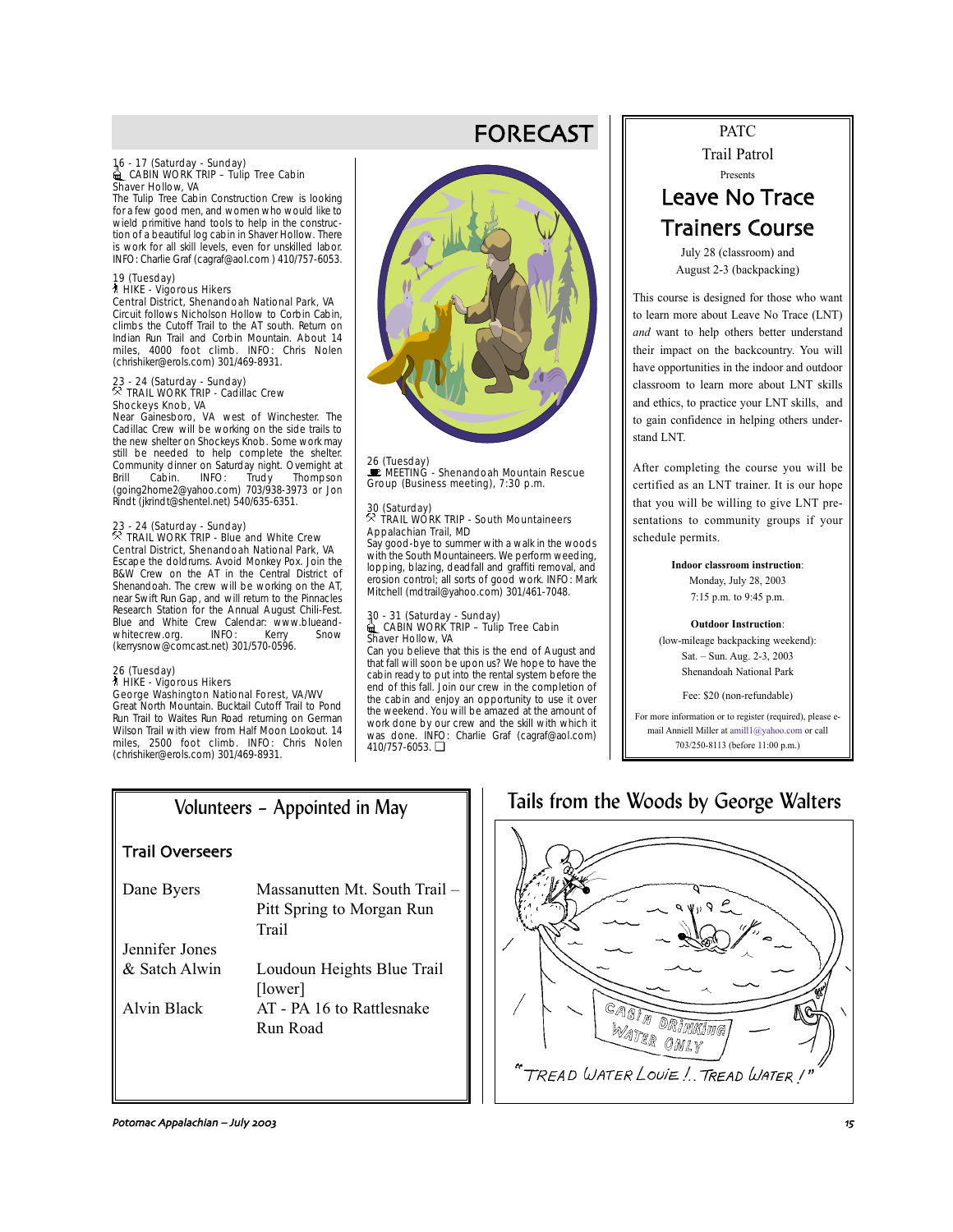# FORECAST

16 - 17 (Saturday - Sunday)
CABIN WORK TRIP – Tulip Tree Cabin
Shaver Hollow, VA
The Tulip Tree Cabin Construction Crew is looking for a few good men, and women who would like to wield primitive hand tools to help in the construction of a beautiful log cabin in Shaver Hollow. There is work for all skill levels, even for unskilled labor. INFO: Charlie Graf (cagraf@aol.com ) 410/757-6053.

19 (Tuesday)
HIKE - Vigorous Hikers
Central District, Shenandoah National Park, VA
Circuit follows Nicholson Hollow to Corbin Cabin, climbs the Cutoff Trail to the AT south. Return on Indian Run Trail and Corbin Mountain. About 14 miles, 4000 foot climb. INFO: Chris Nolen (chrishiker@erols.com) 301/469-8931.

23 - 24 (Saturday - Sunday)
TRAIL WORK TRIP - Cadillac Crew
Shockeys Knob, VA
Near Gainesboro, VA west of Winchester. The Cadillac Crew will be working on the side trails to the new shelter on Shockeys Knob. Some work may still be needed to help complete the shelter. Community dinner on Saturday night. Overnight at Brill Cabin. INFO: Trudy Thompson (going2home2@yahoo.com) 703/938-3973 or Jon Rindt (jkrindt@shentel.net) 540/635-6351.

23 - 24 (Saturday - Sunday)
TRAIL WORK TRIP - Blue and White Crew
Central District, Shenandoah National Park, VA
Escape the doldrums. Avoid Monkey Pox. Join the B&W Crew on the AT in the Central District of Shenandoah. The crew will be working on the AT, near Swift Run Gap, and will return to the Pinnacles Research Station for the Annual August Chili-Fest. Blue and White Crew Calendar: www.blueandwhitecrew.org. INFO: Kerry Snow (kerrysnow@comcast.net) 301/570-0596.

26 (Tuesday)
HIKE - Vigorous Hikers
George Washington National Forest, VA/WV
Great North Mountain. Bucktail Cutoff Trail to Pond Run Trail to Waites Run Road returning on German Wilson Trail with view from Half Moon Lookout. 14 miles, 2500 foot climb. INFO: Chris Nolen (chrishiker@erols.com) 301/469-8931.

26 (Tuesday)
MEETING - Shenandoah Mountain Rescue Group (Business meeting), 7:30 p.m.

30 (Saturday)
TRAIL WORK TRIP - South Mountaineers
Appalachian Trail, MD
Say good-bye to summer with a walk in the woods with the South Mountaineers. We perform weeding, lopping, blazing, deadfall and graffiti removal, and erosion control; all sorts of good work. INFO: Mark Mitchell (mdtrail@yahoo.com) 301/461-7048.

30 - 31 (Saturday - Sunday)
CABIN WORK TRIP – Tulip Tree Cabin
Shaver Hollow, VA
Can you believe that this is the end of August and that fall will soon be upon us? We hope to have the cabin ready to put into the rental system before the end of this fall. Join our crew in the completion of the cabin and enjoy an opportunity to use it over the weekend. You will be amazed at the amount of work done by our crew and the skill with which it was done. INFO: Charlie Graf (cagraf@aol.com) 410/757-6053. ❑

---

PATC
Trail Patrol
Presents

## Leave No Trace Trainers Course

July 28 (classroom) and
August 2-3 (backpacking)

This course is designed for those who want to learn more about Leave No Trace (LNT) *and* want to help others better understand their impact on the backcountry. You will have opportunities in the indoor and outdoor classroom to learn more about LNT skills and ethics, to practice your LNT skills, and to gain confidence in helping others understand LNT.

After completing the course you will be certified as an LNT trainer. It is our hope that you will be willing to give LNT presentations to community groups if your schedule permits.

**Indoor classroom instruction**:
Monday, July 28, 2003
7:15 p.m. to 9:45 p.m.

**Outdoor Instruction**:
(low-mileage backpacking weekend):
Sat. – Sun. Aug. 2-3, 2003
Shenandoah National Park

Fee: $20 (non-refundable)

For more information or to register (required), please e-mail Anniell Miller at amill1@yahoo.com or call 703/250-8113 (before 11:00 p.m.)

---

## Volunteers – Appointed in May

### Trail Overseers

| | |
|---|---|
| Dane Byers | Massanutten Mt. South Trail – Pitt Spring to Morgan Run Trail |
| Jennifer Jones & Satch Alwin | Loudoun Heights Blue Trail [lower] |
| Alvin Black | AT - PA 16 to Rattlesnake Run Road |

## Tails from the Woods by George Walters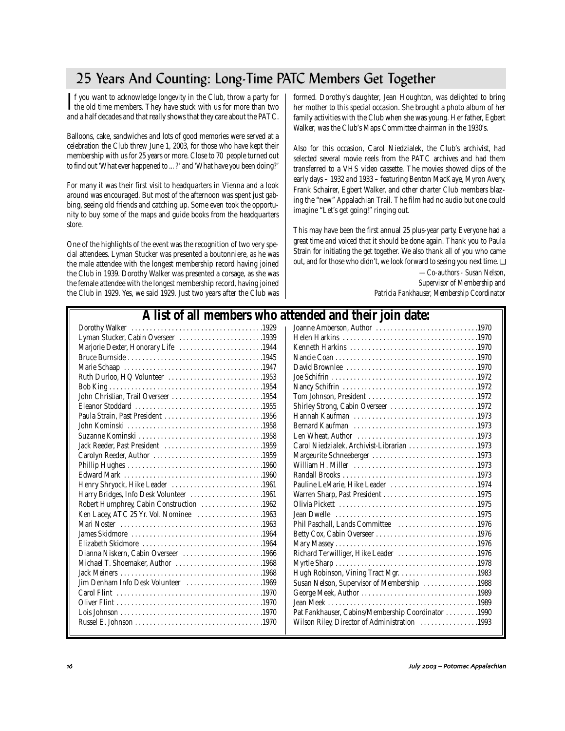# 25 Years And Counting: Long-Time PATC Members Get Together

If you want to acknowledge longevity in the Club, throw a party for the old time members. They have stuck with us for more than two and a half decades and that really shows that they care about the PATC.

Balloons, cake, sandwiches and lots of good memories were served at a celebration the Club threw June 1, 2003, for those who have kept their membership with us for 25 years or more. Close to 70 people turned out to find out 'What ever happened to ... ?' and 'What have you been doing?'

For many it was their first visit to headquarters in Vienna and a look around was encouraged. But most of the afternoon was spent just gabbing, seeing old friends and catching up. Some even took the opportunity to buy some of the maps and guide books from the headquarters store.

One of the highlights of the event was the recognition of two very special attendees. Lyman Stucker was presented a boutonniere, as he was the male attendee with the longest membership record having joined the Club in 1939. Dorothy Walker was presented a corsage, as she was the female attendee with the longest membership record, having joined the Club in 1929. Yes, we said 1929. Just two years after the Club was formed. Dorothy's daughter, Jean Houghton, was delighted to bring her mother to this special occasion. She brought a photo album of her family activities with the Club when she was young. Her father, Egbert Walker, was the Club's Maps Committee chairman in the 1930's.

Also for this occasion, Carol Niedzialek, the Club's archivist, had selected several movie reels from the PATC archives and had them transferred to a VHS video cassette. The movies showed clips of the early days – 1932 and 1933 – featuring Benton MacKaye, Myron Avery, Frank Schairer, Egbert Walker, and other charter Club members blazing the "new" Appalachian Trail. The film had no audio but one could imagine "Let's get going!" ringing out.

This may have been the first annual 25 plus-year party. Everyone had a great time and voiced that it should be done again. Thank you to Paula Strain for initiating the get together. We also thank all of you who came out, and for those who didn't, we look forward to seeing you next time. ❑

*—Co-authors - Susan Nelson, Supervisor of Membership and Patricia Fankhauser, Membership Coordinator*

## A list of all members who attended and their join date:

| Member | Join Date |
|---|---|
| Dorothy Walker | 1929 |
| Lyman Stucker, Cabin Overseer | 1939 |
| Marjorie Dexter, Honorary Life | 1944 |
| Bruce Burnside | 1945 |
| Marie Schaap | 1947 |
| Ruth Durloo, HQ Volunteer | 1953 |
| Bob King | 1954 |
| John Christian, Trail Overseer | 1954 |
| Eleanor Stoddard | 1955 |
| Paula Strain, Past President | 1956 |
| John Kominski | 1958 |
| Suzanne Kominski | 1958 |
| Jack Reeder, Past President | 1959 |
| Carolyn Reeder, Author | 1959 |
| Phillip Hughes | 1960 |
| Edward Mark | 1960 |
| Henry Shryock, Hike Leader | 1961 |
| Harry Bridges, Info Desk Volunteer | 1961 |
| Robert Humphrey, Cabin Construction | 1962 |
| Ken Lacey, ATC 25 Yr. Vol. Nominee | 1963 |
| Mari Noster | 1963 |
| James Skidmore | 1964 |
| Elizabeth Skidmore | 1964 |
| Dianna Niskern, Cabin Overseer | 1966 |
| Michael T. Shoemaker, Author | 1968 |
| Jack Meiners | 1968 |
| Jim Denham Info Desk Volunteer | 1969 |
| Carol Flint | 1970 |
| Oliver Flint | 1970 |
| Lois Johnson | 1970 |
| Russel E. Johnson | 1970 |
| Joanne Amberson, Author | 1970 |
| Helen Harkins | 1970 |
| Kenneth Harkins | 1970 |
| Nancie Coan | 1970 |
| David Brownlee | 1970 |
| Joe Schifrin | 1972 |
| Nancy Schifrin | 1972 |
| Tom Johnson, President | 1972 |
| Shirley Strong, Cabin Overseer | 1972 |
| Hannah Kaufman | 1973 |
| Bernard Kaufman | 1973 |
| Len Wheat, Author | 1973 |
| Carol Niedzialek, Archivist-Librarian | 1973 |
| Margeurite Schneeberger | 1973 |
| William H. Miller | 1973 |
| Randall Brooks | 1973 |
| Pauline LeMarie, Hike Leader | 1974 |
| Warren Sharp, Past President | 1975 |
| Olivia Pickett | 1975 |
| Jean Dwelle | 1975 |
| Phil Paschall, Lands Committee | 1976 |
| Betty Cox, Cabin Overseer | 1976 |
| Mary Massey | 1976 |
| Richard Terwilliger, Hike Leader | 1976 |
| Myrtle Sharp | 1978 |
| Hugh Robinson, Vining Tract Mgr. | 1983 |
| Susan Nelson, Supervisor of Membership | 1988 |
| George Meek, Author | 1989 |
| Jean Meek | 1989 |
| Pat Fankhauser, Cabins/Membership Coordinator | 1990 |
| Wilson Riley, Director of Administration | 1993 |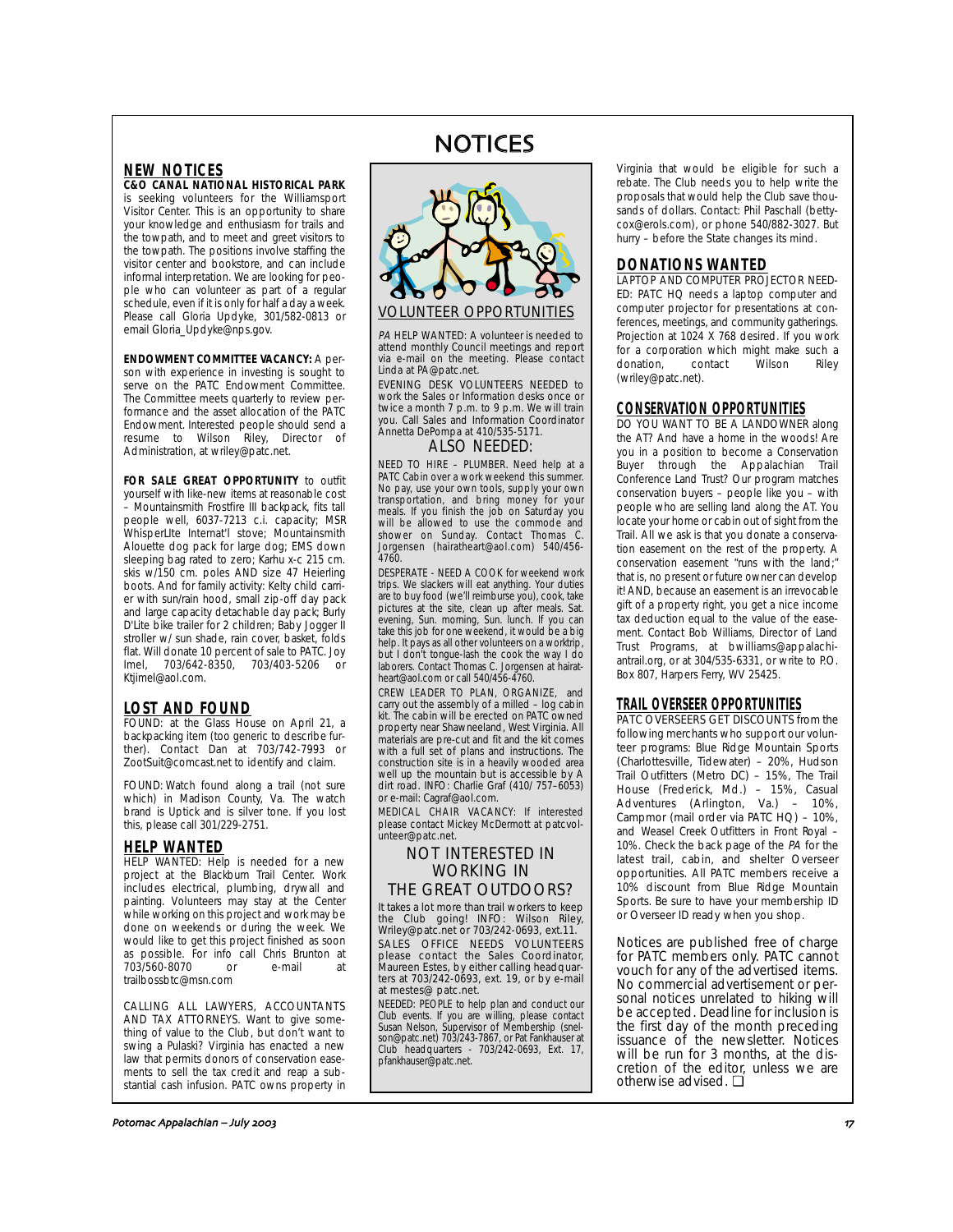# NOTICES

## NEW NOTICES

**C&O CANAL NATIONAL HISTORICAL PARK** is seeking volunteers for the Williamsport Visitor Center. This is an opportunity to share your knowledge and enthusiasm for trails and the towpath, and to meet and greet visitors to the towpath. The positions involve staffing the visitor center and bookstore, and can include informal interpretation. We are looking for people who can volunteer as part of a regular schedule, even if it is only for half a day a week. Please call Gloria Updyke, 301/582-0813 or email Gloria_Updyke@nps.gov.

**ENDOWMENT COMMITTEE VACANCY:** A person with experience in investing is sought to serve on the PATC Endowment Committee. The Committee meets quarterly to review performance and the asset allocation of the PATC Endowment. Interested people should send a resume to Wilson Riley, Director of Administration, at wriley@patc.net.

**FOR SALE GREAT OPPORTUNITY** to outfit yourself with like-new items at reasonable cost – Mountainsmith Frostfire III backpack, fits tall people well, 6037-7213 c.i. capacity; MSR WhisperLIte Internat'l stove; Mountainsmith Alouette dog pack for large dog; EMS down sleeping bag rated to zero; Karhu x-c 215 cm. skis w/150 cm. poles AND size 47 Heierling boots. And for family activity: Kelty child carrier with sun/rain hood, small zip-off day pack and large capacity detachable day pack; Burly D'Lite bike trailer for 2 children; Baby Jogger II stroller w/ sun shade, rain cover, basket, folds flat. Will donate 10 percent of sale to PATC. Joy Imel, 703/642-8350, 703/403-5206 or Ktjimel@aol.com.

## LOST AND FOUND

FOUND: at the Glass House on April 21, a backpacking item (too generic to describe further). Contact Dan at 703/742-7993 or ZootSuit@comcast.net to identify and claim.

FOUND: Watch found along a trail (not sure which) in Madison County, Va. The watch brand is Uptick and is silver tone. If you lost this, please call 301/229-2751.

## HELP WANTED

HELP WANTED: Help is needed for a new project at the Blackburn Trail Center. Work includes electrical, plumbing, drywall and painting. Volunteers may stay at the Center while working on this project and work may be done on weekends or during the week. We would like to get this project finished as soon as possible. For info call Chris Brunton at 703/560-8070 or e-mail at trailbossbtc@msn.com

CALLING ALL LAWYERS, ACCOUNTANTS AND TAX ATTORNEYS. Want to give something of value to the Club, but don't want to swing a Pulaski? Virginia has enacted a new law that permits donors of conservation easements to sell the tax credit and reap a substantial cash infusion. PATC owns property in Virginia that would be eligible for such a rebate. The Club needs you to help write the proposals that would help the Club save thousands of dollars. Contact: Phil Paschall (bettycox@erols.com), or phone 540/882-3027. But hurry – before the State changes its mind.

## VOLUNTEER OPPORTUNITIES

*PA* HELP WANTED: A volunteer is needed to attend monthly Council meetings and report via e-mail on the meeting. Please contact Linda at PA@patc.net.

EVENING DESK VOLUNTEERS NEEDED to work the Sales or Information desks once or twice a month 7 p.m. to 9 p.m. We will train you. Call Sales and Information Coordinator Annetta DePompa at 410/535-5171.

### ALSO NEEDED:

NEED TO HIRE – PLUMBER. Need help at a PATC Cabin over a work weekend this summer. No pay, use your own tools, supply your own transportation, and bring money for your meals. If you finish the job on Saturday you will be allowed to use the commode and shower on Sunday. Contact Thomas C. Jorgensen (hairatheart@aol.com) 540/456-4760.

DESPERATE - NEED A COOK for weekend work trips. We slackers will eat anything. Your duties are to buy food (we'll reimburse you), cook, take pictures at the site, clean up after meals. Sat. evening, Sun. morning, Sun. lunch. If you can take this job for one weekend, it would be a big help. It pays as all other volunteers on a worktrip, but I don't tongue-lash the cook the way I do laborers. Contact Thomas C. Jorgensen at hairatheart@aol.com or call 540/456-4760.

CREW LEADER TO PLAN, ORGANIZE, and carry out the assembly of a milled – log cabin kit. The cabin will be erected on PATC owned property near Shawneeland, West Virginia. All materials are pre-cut and fit and the kit comes with a full set of plans and instructions. The construction site is in a heavily wooded area well up the mountain but is accessible by A dirt road. INFO: Charlie Graf (410/ 757–6053) or e-mail: Cagraf@aol.com.

MEDICAL CHAIR VACANCY: If interested please contact Mickey McDermott at patcvolunteer@patc.net.

### NOT INTERESTED IN WORKING IN THE GREAT OUTDOORS?

It takes a lot more than trail workers to keep the Club going! INFO: Wilson Riley, Wriley@patc.net or 703/242-0693, ext.11.

SALES OFFICE NEEDS VOLUNTEERS please contact the Sales Coordinator, Maureen Estes, by either calling headquarters at 703/242-0693, ext. 19, or by e-mail at mestes@ patc.net.

NEEDED: PEOPLE to help plan and conduct our Club events. If you are willing, please contact Susan Nelson, Supervisor of Membership (snelson@patc.net) 703/243-7867, or Pat Fankhauser at Club headquarters - 703/242-0693, Ext. 17, pfankhauser@patc.net.

## DONATIONS WANTED

LAPTOP AND COMPUTER PROJECTOR NEEDED: PATC HQ needs a laptop computer and computer projector for presentations at conferences, meetings, and community gatherings. Projection at 1024 X 768 desired. If you work for a corporation which might make such a donation, contact Wilson Riley (wriley@patc.net).

## CONSERVATION OPPORTUNITIES

DO YOU WANT TO BE A LANDOWNER along the AT? And have a home in the woods! Are you in a position to become a Conservation Buyer through the Appalachian Trail Conference Land Trust? Our program matches conservation buyers – people like you – with people who are selling land along the AT. You locate your home or cabin out of sight from the Trail. All we ask is that you donate a conservation easement on the rest of the property. A conservation easement "runs with the land;" that is, no present or future owner can develop it! AND, because an easement is an irrevocable gift of a property right, you get a nice income tax deduction equal to the value of the easement. Contact Bob Williams, Director of Land Trust Programs, at bwilliams@appalachiantrail.org, or at 304/535-6331, or write to P.O. Box 807, Harpers Ferry, WV 25425.

## TRAIL OVERSEER OPPORTUNITIES

PATC OVERSEERS GET DISCOUNTS from the following merchants who support our volunteer programs: Blue Ridge Mountain Sports (Charlottesville, Tidewater) – 20%, Hudson Trail Outfitters (Metro DC) – 15%, The Trail House (Frederick, Md.) – 15%, Casual Adventures (Arlington, Va.) – 10%, Campmor (mail order via PATC HQ) – 10%, and Weasel Creek Outfitters in Front Royal – 10%. Check the back page of the *PA* for the latest trail, cabin, and shelter Overseer opportunities. All PATC members receive a 10% discount from Blue Ridge Mountain Sports. Be sure to have your membership ID or Overseer ID ready when you shop.

Notices are published free of charge for PATC members only. PATC cannot vouch for any of the advertised items. No commercial advertisement or personal notices unrelated to hiking will be accepted. Deadline for inclusion is the first day of the month preceding issuance of the newsletter. Notices will be run for 3 months, at the discretion of the editor, unless we are otherwise advised. ❑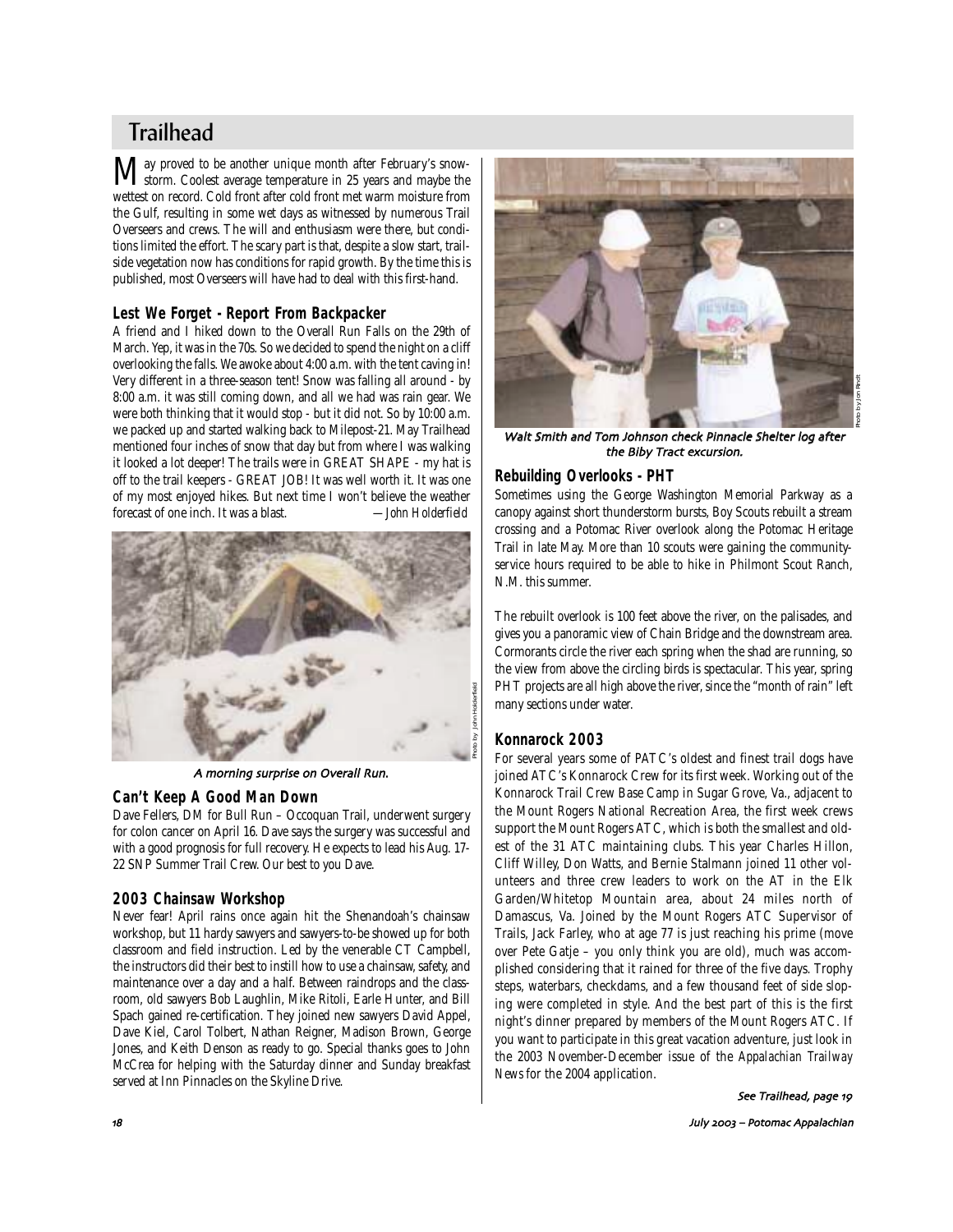# Trailhead

May proved to be another unique month after February's snowstorm. Coolest average temperature in 25 years and maybe the wettest on record. Cold front after cold front met warm moisture from the Gulf, resulting in some wet days as witnessed by numerous Trail Overseers and crews. The will and enthusiasm were there, but conditions limited the effort. The scary part is that, despite a slow start, trailside vegetation now has conditions for rapid growth. By the time this is published, most Overseers will have had to deal with this first-hand.

### Lest We Forget - Report From Backpacker

A friend and I hiked down to the Overall Run Falls on the 29th of March. Yep, it was in the 70s. So we decided to spend the night on a cliff overlooking the falls. We awoke about 4:00 a.m. with the tent caving in! Very different in a three-season tent! Snow was falling all around - by 8:00 a.m. it was still coming down, and all we had was rain gear. We were both thinking that it would stop - but it did not. So by 10:00 a.m. we packed up and started walking back to Milepost-21. May Trailhead mentioned four inches of snow that day but from where I was walking it looked a lot deeper! The trails were in GREAT SHAPE - my hat is off to the trail keepers - GREAT JOB! It was well worth it. It was one of my most enjoyed hikes. But next time I won't believe the weather forecast of one inch. It was a blast. *—John Holderfield*

*Photo by John Holderfield*

*A morning surprise on Overall Run.*

### Can't Keep A Good Man Down

Dave Fellers, DM for Bull Run – Occoquan Trail, underwent surgery for colon cancer on April 16. Dave says the surgery was successful and with a good prognosis for full recovery. He expects to lead his Aug. 17-22 SNP Summer Trail Crew. Our best to you Dave.

### 2003 Chainsaw Workshop

Never fear! April rains once again hit the Shenandoah's chainsaw workshop, but 11 hardy sawyers and sawyers-to-be showed up for both classroom and field instruction. Led by the venerable CT Campbell, the instructors did their best to instill how to use a chainsaw, safety, and maintenance over a day and a half. Between raindrops and the classroom, old sawyers Bob Laughlin, Mike Ritoli, Earle Hunter, and Bill Spach gained re-certification. They joined new sawyers David Appel, Dave Kiel, Carol Tolbert, Nathan Reigner, Madison Brown, George Jones, and Keith Denson as ready to go. Special thanks goes to John McCrea for helping with the Saturday dinner and Sunday breakfast served at Inn Pinnacles on the Skyline Drive.

*Photo by Jon Rindt*

*Walt Smith and Tom Johnson check Pinnacle Shelter log after the Biby Tract excursion.*

### Rebuilding Overlooks - PHT

Sometimes using the George Washington Memorial Parkway as a canopy against short thunderstorm bursts, Boy Scouts rebuilt a stream crossing and a Potomac River overlook along the Potomac Heritage Trail in late May. More than 10 scouts were gaining the community-service hours required to be able to hike in Philmont Scout Ranch, N.M. this summer.

The rebuilt overlook is 100 feet above the river, on the palisades, and gives you a panoramic view of Chain Bridge and the downstream area. Cormorants circle the river each spring when the shad are running, so the view from above the circling birds is spectacular. This year, spring PHT projects are all high above the river, since the "month of rain" left many sections under water.

### Konnarock 2003

For several years some of PATC's oldest and finest trail dogs have joined ATC's Konnarock Crew for its first week. Working out of the Konnarock Trail Crew Base Camp in Sugar Grove, Va., adjacent to the Mount Rogers National Recreation Area, the first week crews support the Mount Rogers ATC, which is both the smallest and oldest of the 31 ATC maintaining clubs. This year Charles Hillon, Cliff Willey, Don Watts, and Bernie Stalmann joined 11 other volunteers and three crew leaders to work on the AT in the Elk Garden/Whitetop Mountain area, about 24 miles north of Damascus, Va. Joined by the Mount Rogers ATC Supervisor of Trails, Jack Farley, who at age 77 is just reaching his prime (move over Pete Gatje – you only think you are old), much was accomplished considering that it rained for three of the five days. Trophy steps, waterbars, checkdams, and a few thousand feet of side sloping were completed in style. And the best part of this is the first night's dinner prepared by members of the Mount Rogers ATC. If you want to participate in this great vacation adventure, just look in the 2003 November-December issue of the *Appalachian Trailway News* for the 2004 application.

*See Trailhead, page 19*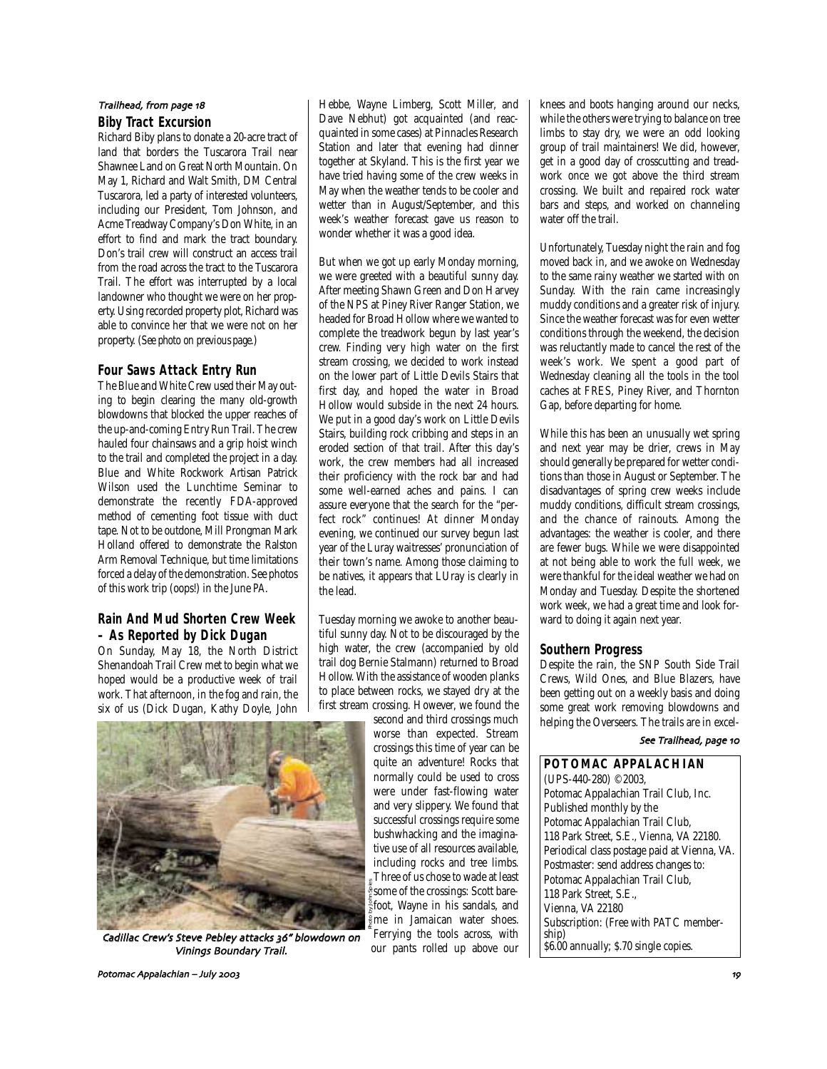*Trailhead, from page 18*

### Biby Tract Excursion

Richard Biby plans to donate a 20-acre tract of land that borders the Tuscarora Trail near Shawnee Land on Great North Mountain. On May 1, Richard and Walt Smith, DM Central Tuscarora, led a party of interested volunteers, including our President, Tom Johnson, and Acme Treadway Company's Don White, in an effort to find and mark the tract boundary. Don's trail crew will construct an access trail from the road across the tract to the Tuscarora Trail. The effort was interrupted by a local landowner who thought we were on her property. Using recorded property plot, Richard was able to convince her that we were not on her property. (See photo on previous page.)

### Four Saws Attack Entry Run

The Blue and White Crew used their May outing to begin clearing the many old-growth blowdowns that blocked the upper reaches of the up-and-coming Entry Run Trail. The crew hauled four chainsaws and a grip hoist winch to the trail and completed the project in a day. Blue and White Rockwork Artisan Patrick Wilson used the Lunchtime Seminar to demonstrate the recently FDA-approved method of cementing foot tissue with duct tape. Not to be outdone, Mill Prongman Mark Holland offered to demonstrate the Ralston Arm Removal Technique, but time limitations forced a delay of the demonstration. See photos of this work trip (oops!) in the June PA.

### Rain And Mud Shorten Crew Week – As Reported by Dick Dugan

On Sunday, May 18, the North District Shenandoah Trail Crew met to begin what we hoped would be a productive week of trail work. That afternoon, in the fog and rain, the six of us (Dick Dugan, Kathy Doyle, John Hebbe, Wayne Limberg, Scott Miller, and Dave Nebhut) got acquainted (and reacquainted in some cases) at Pinnacles Research Station and later that evening had dinner together at Skyland. This is the first year we have tried having some of the crew weeks in May when the weather tends to be cooler and wetter than in August/September, and this week's weather forecast gave us reason to wonder whether it was a good idea.

But when we got up early Monday morning, we were greeted with a beautiful sunny day. After meeting Shawn Green and Don Harvey of the NPS at Piney River Ranger Station, we headed for Broad Hollow where we wanted to complete the treadwork begun by last year's crew. Finding very high water on the first stream crossing, we decided to work instead on the lower part of Little Devils Stairs that first day, and hoped the water in Broad Hollow would subside in the next 24 hours. We put in a good day's work on Little Devils Stairs, building rock cribbing and steps in an eroded section of that trail. After this day's work, the crew members had all increased their proficiency with the rock bar and had some well-earned aches and pains. I can assure everyone that the search for the "perfect rock" continues! At dinner Monday evening, we continued our survey begun last year of the Luray waitresses' pronunciation of their town's name. Among those claiming to be natives, it appears that LUray is clearly in the lead.

Tuesday morning we awoke to another beautiful sunny day. Not to be discouraged by the high water, the crew (accompanied by old trail dog Bernie Stalmann) returned to Broad Hollow. With the assistance of wooden planks to place between rocks, we stayed dry at the first stream crossing. However, we found the second and third crossings much worse than expected. Stream crossings this time of year can be quite an adventure! Rocks that normally could be used to cross were under fast-flowing water and very slippery. We found that successful crossings require some bushwhacking and the imaginative use of all resources available, including rocks and tree limbs. Three of us chose to wade at least some of the crossings: Scott barefoot, Wayne in his sandals, and me in Jamaican water shoes. Ferrying the tools across, with our pants rolled up above our knees and boots hanging around our necks, while the others were trying to balance on tree limbs to stay dry, we were an odd looking group of trail maintainers! We did, however, get in a good day of crosscutting and treadwork once we got above the third stream crossing. We built and repaired rock water bars and steps, and worked on channeling water off the trail.

*Cadillac Crew's Steve Pebley attacks 36" blowdown on Vinings Boundary Trail.*

Unfortunately, Tuesday night the rain and fog moved back in, and we awoke on Wednesday to the same rainy weather we started with on Sunday. With the rain came increasingly muddy conditions and a greater risk of injury. Since the weather forecast was for even wetter conditions through the weekend, the decision was reluctantly made to cancel the rest of the week's work. We spent a good part of Wednesday cleaning all the tools in the tool caches at FRES, Piney River, and Thornton Gap, before departing for home.

While this has been an unusually wet spring and next year may be drier, crews in May should generally be prepared for wetter conditions than those in August or September. The disadvantages of spring crew weeks include muddy conditions, difficult stream crossings, and the chance of rainouts. Among the advantages: the weather is cooler, and there are fewer bugs. While we were disappointed at not being able to work the full week, we were thankful for the ideal weather we had on Monday and Tuesday. Despite the shortened work week, we had a great time and look forward to doing it again next year.

### Southern Progress

Despite the rain, the SNP South Side Trail Crews, Wild Ones, and Blue Blazers, have been getting out on a weekly basis and doing some great work removing blowdowns and helping the Overseers. The trails are in excel-

*See Trailhead, page 10*

**POTOMAC APPALACHIAN**
(UPS-440-280) ©2003,
Potomac Appalachian Trail Club, Inc.
Published monthly by the
Potomac Appalachian Trail Club,
118 Park Street, S.E., Vienna, VA 22180.
Periodical class postage paid at Vienna, VA.
Postmaster: send address changes to:
Potomac Appalachian Trail Club,
118 Park Street, S.E.,
Vienna, VA 22180
Subscription: (Free with PATC membership)
$6.00 annually; $.70 single copies.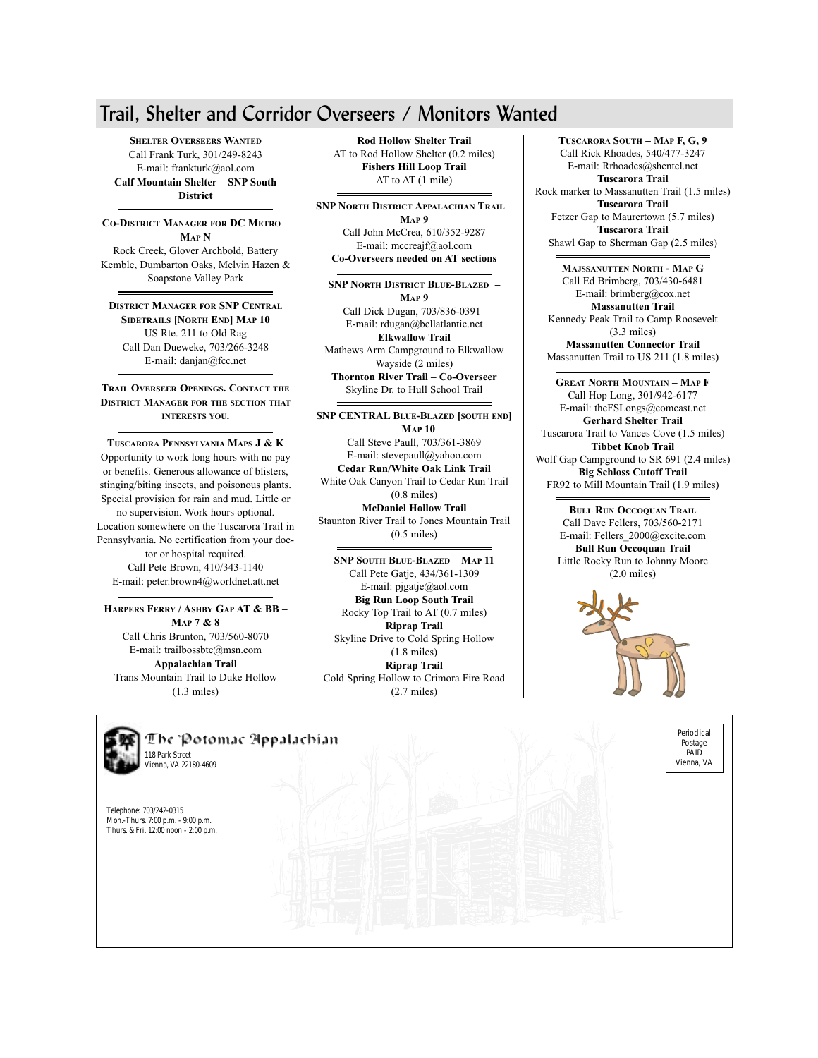# Trail, Shelter and Corridor Overseers / Monitors Wanted

**Shelter Overseers Wanted**
Call Frank Turk, 301/249-8243
E-mail: frankturk@aol.com
**Calf Mountain Shelter – SNP South District**

**Co-District Manager for DC Metro – Map N**
Rock Creek, Glover Archbold, Battery Kemble, Dumbarton Oaks, Melvin Hazen & Soapstone Valley Park

**District Manager for SNP Central Sidetrails [North End] Map 10**
US Rte. 211 to Old Rag
Call Dan Dueweke, 703/266-3248
E-mail: danjan@fcc.net

**Trail Overseer Openings. Contact the District Manager for the section that interests you.**

**Tuscarora Pennsylvania Maps J & K**
Opportunity to work long hours with no pay or benefits. Generous allowance of blisters, stinging/biting insects, and poisonous plants. Special provision for rain and mud. Little or no supervision. Work hours optional. Location somewhere on the Tuscarora Trail in Pennsylvania. No certification from your doctor or hospital required.
Call Pete Brown, 410/343-1140
E-mail: peter.brown4@worldnet.att.net

**Harpers Ferry / Ashby Gap AT & BB – Map 7 & 8**
Call Chris Brunton, 703/560-8070
E-mail: trailbossbtc@msn.com
**Appalachian Trail**
Trans Mountain Trail to Duke Hollow (1.3 miles)

**Rod Hollow Shelter Trail**
AT to Rod Hollow Shelter (0.2 miles)
**Fishers Hill Loop Trail**
AT to AT (1 mile)

**SNP North District Appalachian Trail – Map 9**
Call John McCrea, 610/352-9287
E-mail: mccreajf@aol.com
**Co-Overseers needed on AT sections**

**SNP North District Blue-Blazed – Map 9**
Call Dick Dugan, 703/836-0391
E-mail: rdugan@bellatlantic.net
**Elkwallow Trail**
Mathews Arm Campground to Elkwallow Wayside (2 miles)
**Thornton River Trail – Co-Overseer**
Skyline Dr. to Hull School Trail

**SNP CENTRAL Blue-Blazed [south end] – Map 10**
Call Steve Paull, 703/361-3869
E-mail: stevepaull@yahoo.com
**Cedar Run/White Oak Link Trail**
White Oak Canyon Trail to Cedar Run Trail (0.8 miles)
**McDaniel Hollow Trail**
Staunton River Trail to Jones Mountain Trail (0.5 miles)

**SNP South Blue-Blazed – Map 11**
Call Pete Gatje, 434/361-1309
E-mail: pjgatje@aol.com
**Big Run Loop South Trail**
Rocky Top Trail to AT (0.7 miles)
**Riprap Trail**
Skyline Drive to Cold Spring Hollow (1.8 miles)
**Riprap Trail**
Cold Spring Hollow to Crimora Fire Road (2.7 miles)

**Tuscarora South – Map F, G, 9**
Call Rick Rhoades, 540/477-3247
E-mail: Rrhoades@shentel.net
**Tuscarora Trail**
Rock marker to Massanutten Trail (1.5 miles)
**Tuscarora Trail**
Fetzer Gap to Maurertown (5.7 miles)
**Tuscarora Trail**
Shawl Gap to Sherman Gap (2.5 miles)

**Majssanutten North - Map G**
Call Ed Brimberg, 703/430-6481
E-mail: brimberg@cox.net
**Massanutten Trail**
Kennedy Peak Trail to Camp Roosevelt (3.3 miles)
**Massanutten Connector Trail**
Massanutten Trail to US 211 (1.8 miles)

**Great North Mountain – Map F**
Call Hop Long, 301/942-6177
E-mail: theFSLongs@comcast.net
**Gerhard Shelter Trail**
Tuscarora Trail to Vances Cove (1.5 miles)
**Tibbet Knob Trail**
Wolf Gap Campground to SR 691 (2.4 miles)
**Big Schloss Cutoff Trail**
FR92 to Mill Mountain Trail (1.9 miles)

**Bull Run Occoquan Trail**
Call Dave Fellers, 703/560-2171
E-mail: Fellers_2000@excite.com
**Bull Run Occoquan Trail**
Little Rocky Run to Johnny Moore (2.0 miles)

---

**The Potomac Appalachian**
118 Park Street
Vienna, VA 22180-4609

Telephone: 703/242-0315
Mon.-Thurs. 7:00 p.m. - 9:00 p.m.
Thurs. & Fri. 12:00 noon - 2:00 p.m.

Periodical Postage PAID Vienna, VA